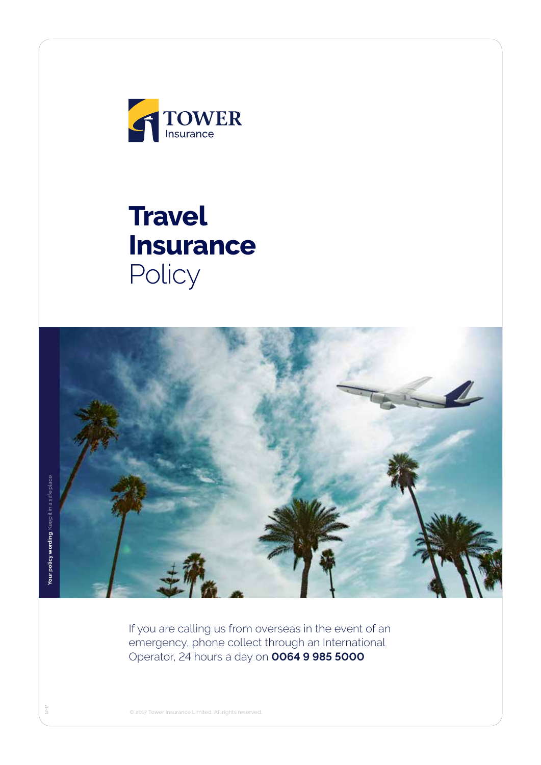TOWER
Insurance

# Travel Insurance Policy

**Your policy wording** Keep it in a safe place.

If you are calling us from overseas in the event of an emergency, phone collect through an International Operator, 24 hours a day on **0064 9 985 5000**

© 2017 Tower Insurance Limited. All rights reserved.

12-17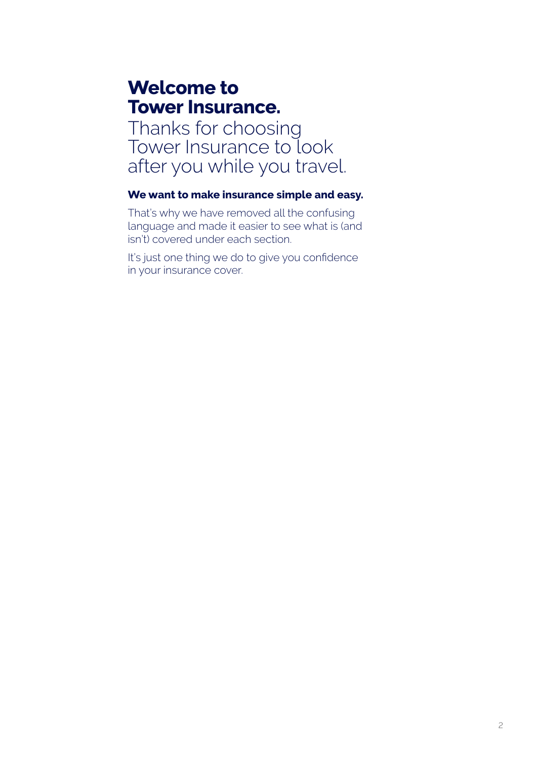# Welcome to Tower Insurance.

Thanks for choosing Tower Insurance to look after you while you travel.

**We want to make insurance simple and easy.**

That's why we have removed all the confusing language and made it easier to see what is (and isn't) covered under each section.

It's just one thing we do to give you confidence in your insurance cover.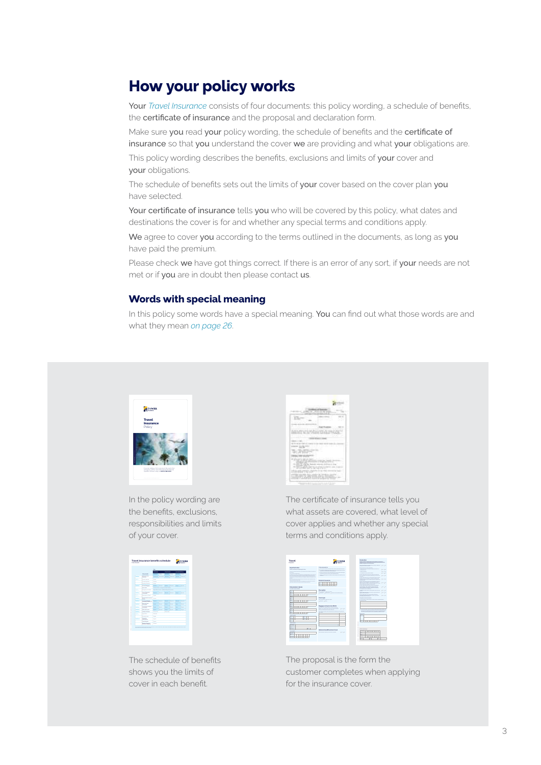# How your policy works

Your *Travel Insurance* consists of four documents: this policy wording, a schedule of benefits, the **certificate of insurance** and the proposal and declaration form.

Make sure **you** read **your** policy wording, the schedule of benefits and the **certificate of insurance** so that **you** understand the cover **we** are providing and what **your** obligations are.

This policy wording describes the benefits, exclusions and limits of **your** cover and **your** obligations.

The schedule of benefits sets out the limits of **your** cover based on the cover plan **you** have selected.

**Your certificate of insurance** tells **you** who will be covered by this policy, what dates and destinations the cover is for and whether any special terms and conditions apply.

**We** agree to cover **you** according to the terms outlined in the documents, as long as **you** have paid the premium.

Please check **we** have got things correct. If there is an error of any sort, if **your** needs are not met or if **you** are in doubt then please contact **us**.

## Words with special meaning

In this policy some words have a special meaning. **You** can find out what those words are and what they mean *on page 26*.

In the policy wording are the benefits, exclusions, responsibilities and limits of your cover.

The certificate of insurance tells you what assets are covered, what level of cover applies and whether any special terms and conditions apply.

The schedule of benefits shows you the limits of cover in each benefit.

The proposal is the form the customer completes when applying for the insurance cover.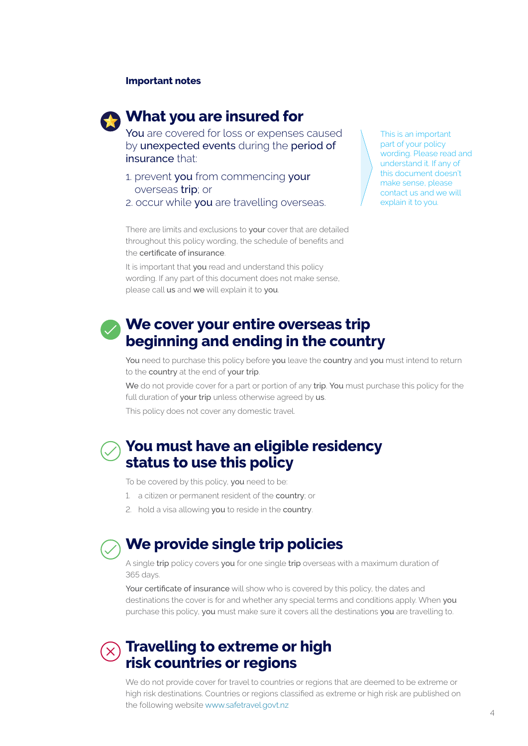**Important notes**

## What you are insured for

You are covered for loss or expenses caused by unexpected events during the period of insurance that:

1. prevent you from commencing your overseas trip; or
2. occur while you are travelling overseas.

This is an important part of your policy wording. Please read and understand it. If any of this document doesn't make sense, please contact us and we will explain it to you.

There are limits and exclusions to your cover that are detailed throughout this policy wording, the schedule of benefits and the certificate of insurance.

It is important that you read and understand this policy wording. If any part of this document does not make sense, please call us and we will explain it to you.

## We cover your entire overseas trip beginning and ending in the country

You need to purchase this policy before you leave the country and you must intend to return to the country at the end of your trip.

We do not provide cover for a part or portion of any trip. You must purchase this policy for the full duration of your trip unless otherwise agreed by us.

This policy does not cover any domestic travel.

## You must have an eligible residency status to use this policy

To be covered by this policy, you need to be:

1. a citizen or permanent resident of the country; or
2. hold a visa allowing you to reside in the country.

## We provide single trip policies

A single trip policy covers you for one single trip overseas with a maximum duration of 365 days.

Your certificate of insurance will show who is covered by this policy, the dates and destinations the cover is for and whether any special terms and conditions apply. When you purchase this policy, you must make sure it covers all the destinations you are travelling to.

## Travelling to extreme or high risk countries or regions

We do not provide cover for travel to countries or regions that are deemed to be extreme or high risk destinations. Countries or regions classified as extreme or high risk are published on the following website www.safetravel.govt.nz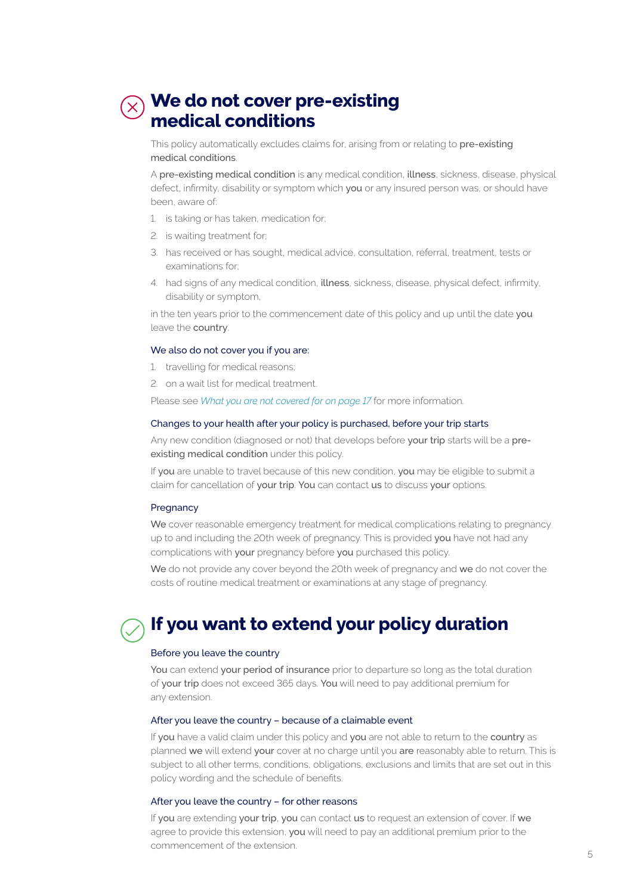## We do not cover pre-existing medical conditions

This policy automatically excludes claims for, arising from or relating to **pre-existing medical conditions**.

A **pre-existing medical condition** is any medical condition, **illness**, sickness, disease, physical defect, infirmity, disability or symptom which **you** or any insured person was, or should have been, aware of:

1. is taking or has taken, medication for;
2. is waiting treatment for;
3. has received or has sought, medical advice, consultation, referral, treatment, tests or examinations for;
4. had signs of any medical condition, **illness**, sickness, disease, physical defect, infirmity, disability or symptom,

in the ten years prior to the commencement date of this policy and up until the date **you** leave the **country**.

### We also do not cover you if you are:

1. travelling for medical reasons;
2. on a wait list for medical treatment.

Please see *What you are not covered for on page 17* for more information.

### Changes to your health after your policy is purchased, before your trip starts

Any new condition (diagnosed or not) that develops before **your trip** starts will be a **pre-existing medical condition** under this policy.

If **you** are unable to travel because of this new condition, **you** may be eligible to submit a claim for cancellation of **your trip**. **You** can contact **us** to discuss **your** options.

### Pregnancy

**We** cover reasonable emergency treatment for medical complications relating to pregnancy up to and including the 20th week of pregnancy. This is provided **you** have not had any complications with **your** pregnancy before **you** purchased this policy.

**We** do not provide any cover beyond the 20th week of pregnancy and **we** do not cover the costs of routine medical treatment or examinations at any stage of pregnancy.

## If you want to extend your policy duration

### Before you leave the country

**You** can extend **your period of insurance** prior to departure so long as the total duration of **your trip** does not exceed 365 days. **You** will need to pay additional premium for any extension.

### After you leave the country – because of a claimable event

If **you** have a valid claim under this policy and **you** are not able to return to the **country** as planned **we** will extend **your** cover at no charge until you **are** reasonably able to return. This is subject to all other terms, conditions, obligations, exclusions and limits that are set out in this policy wording and the schedule of benefits.

### After you leave the country – for other reasons

If **you** are extending **your trip**, **you** can contact **us** to request an extension of cover. If **we** agree to provide this extension, **you** will need to pay an additional premium prior to the commencement of the extension.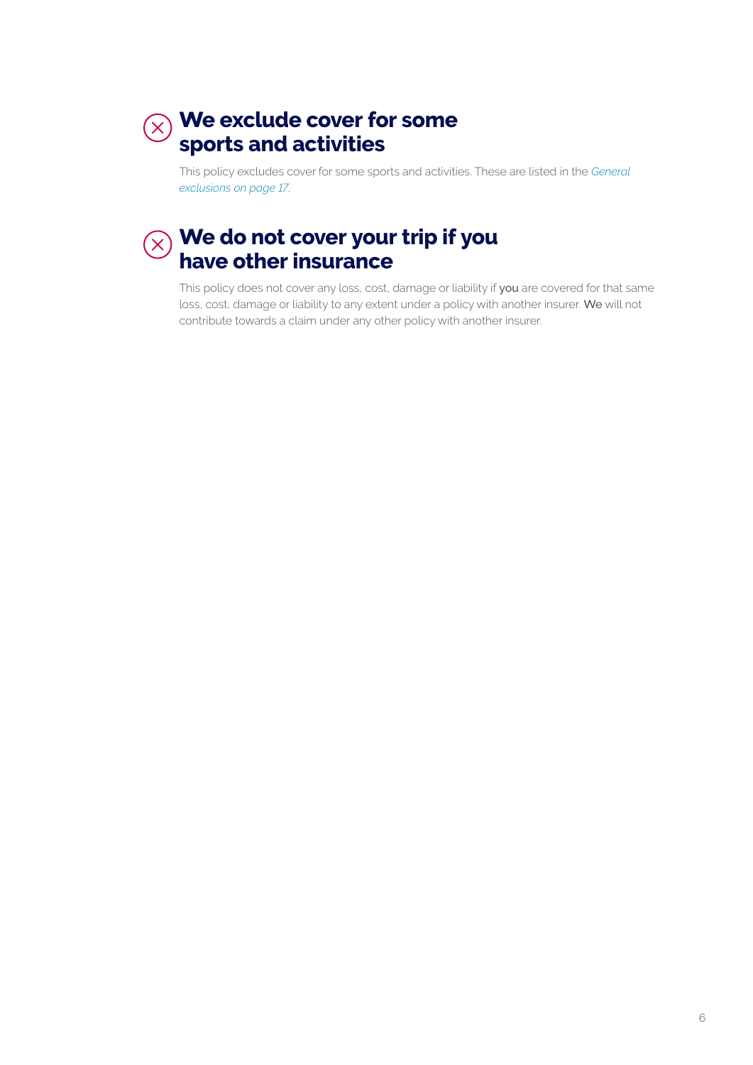## We exclude cover for some sports and activities

This policy excludes cover for some sports and activities. These are listed in the *General exclusions on page 17*.

## We do not cover your trip if you have other insurance

This policy does not cover any loss, cost, damage or liability if **you** are covered for that same loss, cost, damage or liability to any extent under a policy with another insurer. **We** will not contribute towards a claim under any other policy with another insurer.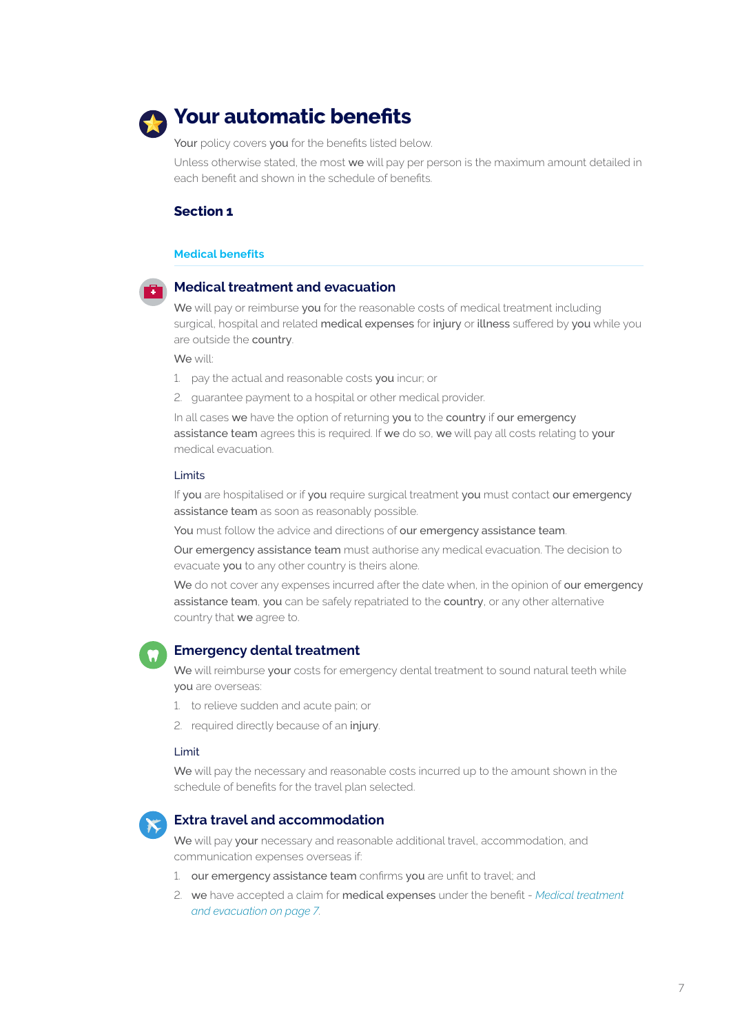# Your automatic benefits

**Your** policy covers **you** for the benefits listed below.

Unless otherwise stated, the most **we** will pay per person is the maximum amount detailed in each benefit and shown in the schedule of benefits.

## Section 1

### Medical benefits

### Medical treatment and evacuation

**We** will pay or reimburse **you** for the reasonable costs of medical treatment including surgical, hospital and related **medical expenses** for **injury** or **illness** suffered by **you** while you are outside the **country**.

**We** will:

1. pay the actual and reasonable costs **you** incur; or
2. guarantee payment to a hospital or other medical provider.

In all cases **we** have the option of returning **you** to the **country** if **our emergency assistance team** agrees this is required. If **we** do so, **we** will pay all costs relating to **your** medical evacuation.

#### Limits

If **you** are hospitalised or if **you** require surgical treatment **you** must contact **our emergency assistance team** as soon as reasonably possible.

**You** must follow the advice and directions of **our emergency assistance team**.

**Our emergency assistance team** must authorise any medical evacuation. The decision to evacuate **you** to any other country is theirs alone.

**We** do not cover any expenses incurred after the date when, in the opinion of **our emergency assistance team**, **you** can be safely repatriated to the **country**, or any other alternative country that **we** agree to.

### Emergency dental treatment

**We** will reimburse **your** costs for emergency dental treatment to sound natural teeth while **you** are overseas:

1. to relieve sudden and acute pain; or
2. required directly because of an **injury**.

#### Limit

**We** will pay the necessary and reasonable costs incurred up to the amount shown in the schedule of benefits for the travel plan selected.

### Extra travel and accommodation

**We** will pay **your** necessary and reasonable additional travel, accommodation, and communication expenses overseas if:

1. **our emergency assistance team** confirms **you** are unfit to travel; and
2. **we** have accepted a claim for **medical expenses** under the benefit - *Medical treatment and evacuation on page 7*.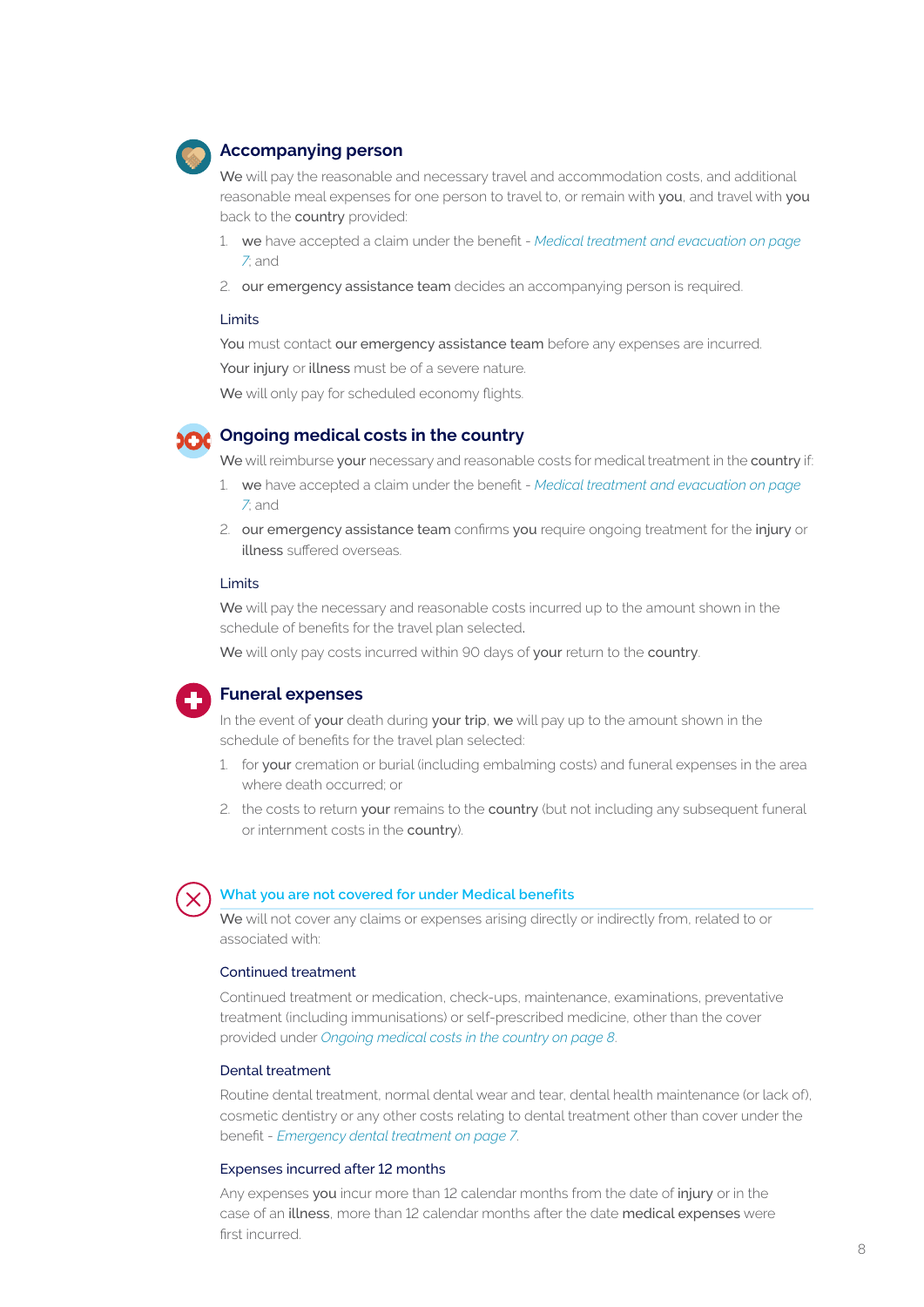## Accompanying person

**We** will pay the reasonable and necessary travel and accommodation costs, and additional reasonable meal expenses for one person to travel to, or remain with **you**, and travel with **you** back to the **country** provided:

1. **we** have accepted a claim under the benefit - *Medical treatment and evacuation on page 7*; and
2. **our emergency assistance team** decides an accompanying person is required.

### Limits

**You** must contact **our emergency assistance team** before any expenses are incurred.

**Your injury** or **illness** must be of a severe nature.

**We** will only pay for scheduled economy flights.

## Ongoing medical costs in the country

**We** will reimburse **your** necessary and reasonable costs for medical treatment in the **country** if:

1. **we** have accepted a claim under the benefit - *Medical treatment and evacuation on page 7*; and
2. **our emergency assistance team** confirms **you** require ongoing treatment for the **injury** or **illness** suffered overseas.

### Limits

**We** will pay the necessary and reasonable costs incurred up to the amount shown in the schedule of benefits for the travel plan selected.

**We** will only pay costs incurred within 90 days of **your** return to the **country**.

## Funeral expenses

In the event of **your** death during **your trip**, **we** will pay up to the amount shown in the schedule of benefits for the travel plan selected:

1. for **your** cremation or burial (including embalming costs) and funeral expenses in the area where death occurred; or
2. the costs to return **your** remains to the **country** (but not including any subsequent funeral or internment costs in the **country**).

## What you are not covered for under Medical benefits

**We** will not cover any claims or expenses arising directly or indirectly from, related to or associated with:

### Continued treatment

Continued treatment or medication, check-ups, maintenance, examinations, preventative treatment (including immunisations) or self-prescribed medicine, other than the cover provided under *Ongoing medical costs in the country on page 8*.

### Dental treatment

Routine dental treatment, normal dental wear and tear, dental health maintenance (or lack of), cosmetic dentistry or any other costs relating to dental treatment other than cover under the benefit - *Emergency dental treatment on page 7*.

### Expenses incurred after 12 months

Any expenses **you** incur more than 12 calendar months from the date of **injury** or in the case of an **illness**, more than 12 calendar months after the date **medical expenses** were first incurred.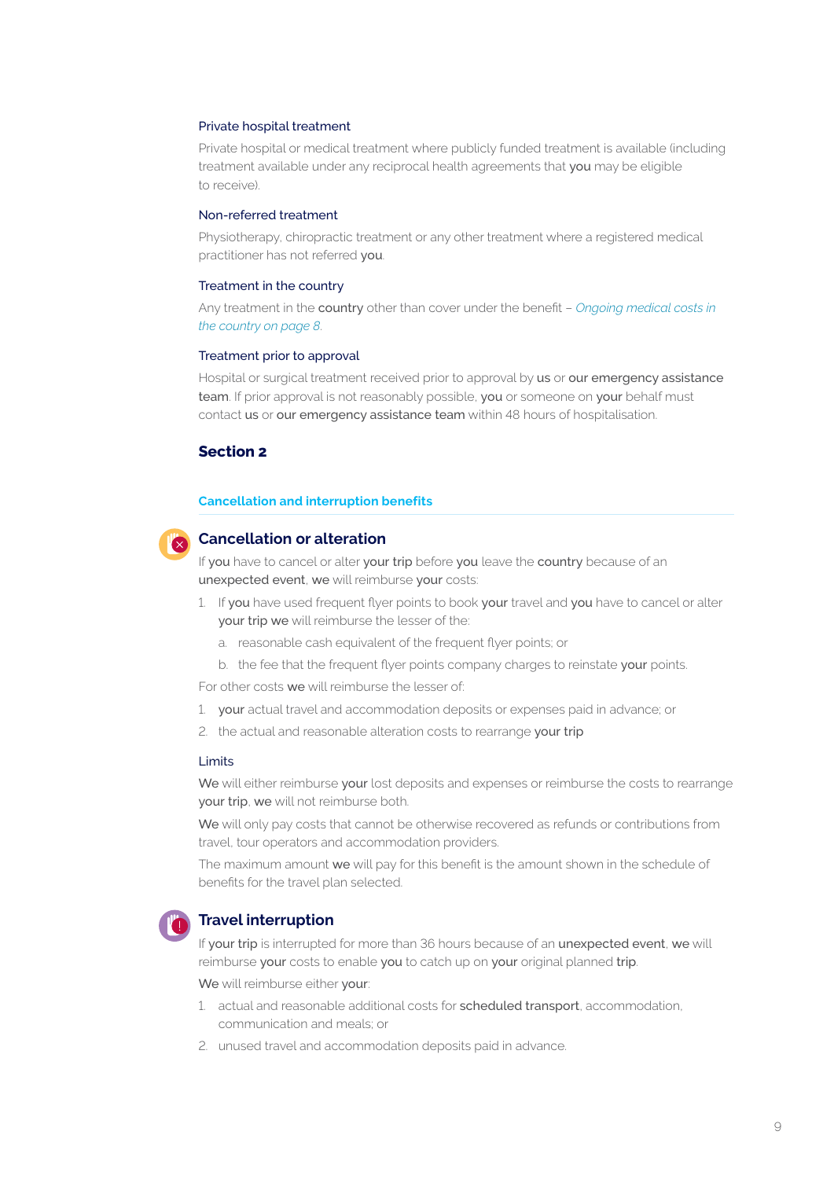#### Private hospital treatment

Private hospital or medical treatment where publicly funded treatment is available (including treatment available under any reciprocal health agreements that **you** may be eligible to receive).

#### Non-referred treatment

Physiotherapy, chiropractic treatment or any other treatment where a registered medical practitioner has not referred **you**.

#### Treatment in the country

Any treatment in the **country** other than cover under the benefit – *Ongoing medical costs in the country on page 8*.

#### Treatment prior to approval

Hospital or surgical treatment received prior to approval by **us** or **our emergency assistance team**. If prior approval is not reasonably possible, **you** or someone on **your** behalf must contact **us** or **our emergency assistance team** within 48 hours of hospitalisation.

## Section 2

### Cancellation and interruption benefits

### Cancellation or alteration

If **you** have to cancel or alter **your trip** before **you** leave the **country** because of an **unexpected event**, **we** will reimburse **your** costs:

1. If **you** have used frequent flyer points to book **your** travel and **you** have to cancel or alter **your trip we** will reimburse the lesser of the:
   a. reasonable cash equivalent of the frequent flyer points; or
   b. the fee that the frequent flyer points company charges to reinstate **your** points.

For other costs **we** will reimburse the lesser of:

1. **your** actual travel and accommodation deposits or expenses paid in advance; or
2. the actual and reasonable alteration costs to rearrange **your trip**

#### Limits

**We** will either reimburse **your** lost deposits and expenses or reimburse the costs to rearrange **your trip**, **we** will not reimburse both.

**We** will only pay costs that cannot be otherwise recovered as refunds or contributions from travel, tour operators and accommodation providers.

The maximum amount **we** will pay for this benefit is the amount shown in the schedule of benefits for the travel plan selected.

### Travel interruption

If **your trip** is interrupted for more than 36 hours because of an **unexpected event**, **we** will reimburse **your** costs to enable **you** to catch up on **your** original planned **trip**.

**We** will reimburse either **your**:

1. actual and reasonable additional costs for **scheduled transport**, accommodation, communication and meals; or
2. unused travel and accommodation deposits paid in advance.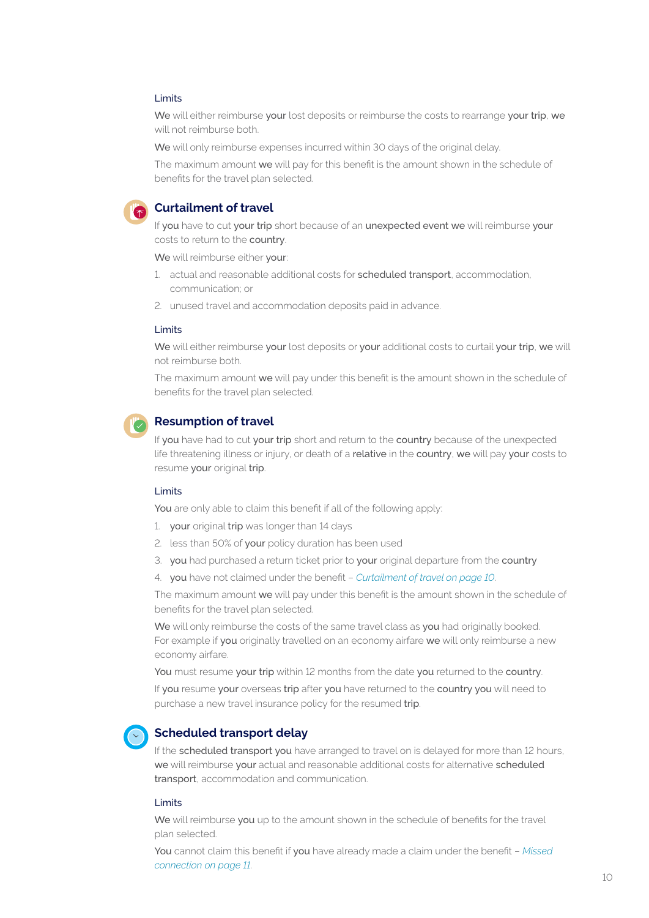#### Limits

**We** will either reimburse **your** lost deposits or reimburse the costs to rearrange **your trip**, **we** will not reimburse both.

**We** will only reimburse expenses incurred within 30 days of the original delay.

The maximum amount **we** will pay for this benefit is the amount shown in the schedule of benefits for the travel plan selected.

## Curtailment of travel

If **you** have to cut **your trip** short because of an **unexpected event we** will reimburse **your** costs to return to the **country**.

**We** will reimburse either **your**:

1. actual and reasonable additional costs for **scheduled transport**, accommodation, communication; or
2. unused travel and accommodation deposits paid in advance.

#### Limits

**We** will either reimburse **your** lost deposits or **your** additional costs to curtail **your trip**, **we** will not reimburse both.

The maximum amount **we** will pay under this benefit is the amount shown in the schedule of benefits for the travel plan selected.

## Resumption of travel

If **you** have had to cut **your trip** short and return to the **country** because of the unexpected life threatening illness or injury, or death of a **relative** in the **country**, **we** will pay **your** costs to resume **your** original **trip**.

#### Limits

**You** are only able to claim this benefit if all of the following apply:

1. **your** original **trip** was longer than 14 days
2. less than 50% of **your** policy duration has been used
3. **you** had purchased a return ticket prior to **your** original departure from the **country**
4. **you** have not claimed under the benefit – *Curtailment of travel on page 10.*

The maximum amount **we** will pay under this benefit is the amount shown in the schedule of benefits for the travel plan selected.

**We** will only reimburse the costs of the same travel class as **you** had originally booked. For example if **you** originally travelled on an economy airfare **we** will only reimburse a new economy airfare.

**You** must resume **your trip** within 12 months from the date **you** returned to the **country**.

If **you** resume **your** overseas **trip** after **you** have returned to the **country you** will need to purchase a new travel insurance policy for the resumed **trip**.

## Scheduled transport delay

If the **scheduled transport you** have arranged to travel on is delayed for more than 12 hours, **we** will reimburse **your** actual and reasonable additional costs for alternative **scheduled transport**, accommodation and communication.

#### Limits

**We** will reimburse **you** up to the amount shown in the schedule of benefits for the travel plan selected.

**You** cannot claim this benefit if **you** have already made a claim under the benefit – *Missed connection on page 11.*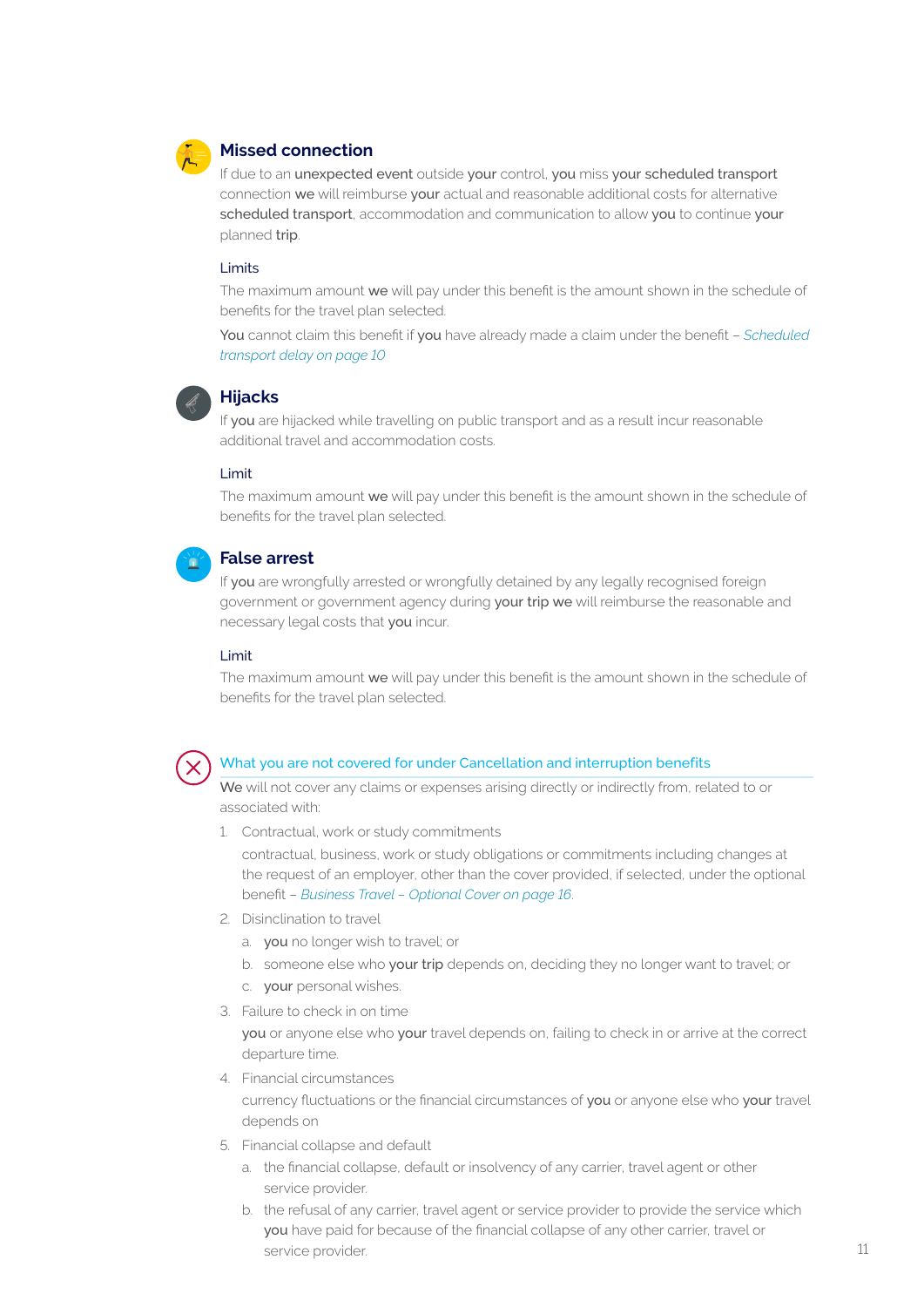## Missed connection

If due to an **unexpected event** outside **your** control, **you** miss **your scheduled transport** connection **we** will reimburse **your** actual and reasonable additional costs for alternative **scheduled transport**, accommodation and communication to allow **you** to continue **your** planned **trip**.

### Limits

The maximum amount **we** will pay under this benefit is the amount shown in the schedule of benefits for the travel plan selected.

**You** cannot claim this benefit if **you** have already made a claim under the benefit – *Scheduled transport delay on page 10*

## Hijacks

If **you** are hijacked while travelling on public transport and as a result incur reasonable additional travel and accommodation costs.

### Limit

The maximum amount **we** will pay under this benefit is the amount shown in the schedule of benefits for the travel plan selected.

## False arrest

If **you** are wrongfully arrested or wrongfully detained by any legally recognised foreign government or government agency during **your trip we** will reimburse the reasonable and necessary legal costs that **you** incur.

### Limit

The maximum amount **we** will pay under this benefit is the amount shown in the schedule of benefits for the travel plan selected.

### What you are not covered for under Cancellation and interruption benefits

**We** will not cover any claims or expenses arising directly or indirectly from, related to or associated with:

1. Contractual, work or study commitments

   contractual, business, work or study obligations or commitments including changes at the request of an employer, other than the cover provided, if selected, under the optional benefit – *Business Travel – Optional Cover on page 16*.

2. Disinclination to travel

   a. **you** no longer wish to travel; or

   b. someone else who **your trip** depends on, deciding they no longer want to travel; or

   c. **your** personal wishes.

3. Failure to check in on time

   **you** or anyone else who **your** travel depends on, failing to check in or arrive at the correct departure time.

4. Financial circumstances

   currency fluctuations or the financial circumstances of **you** or anyone else who **your** travel depends on

5. Financial collapse and default

   a. the financial collapse, default or insolvency of any carrier, travel agent or other service provider.

   b. the refusal of any carrier, travel agent or service provider to provide the service which **you** have paid for because of the financial collapse of any other carrier, travel or service provider.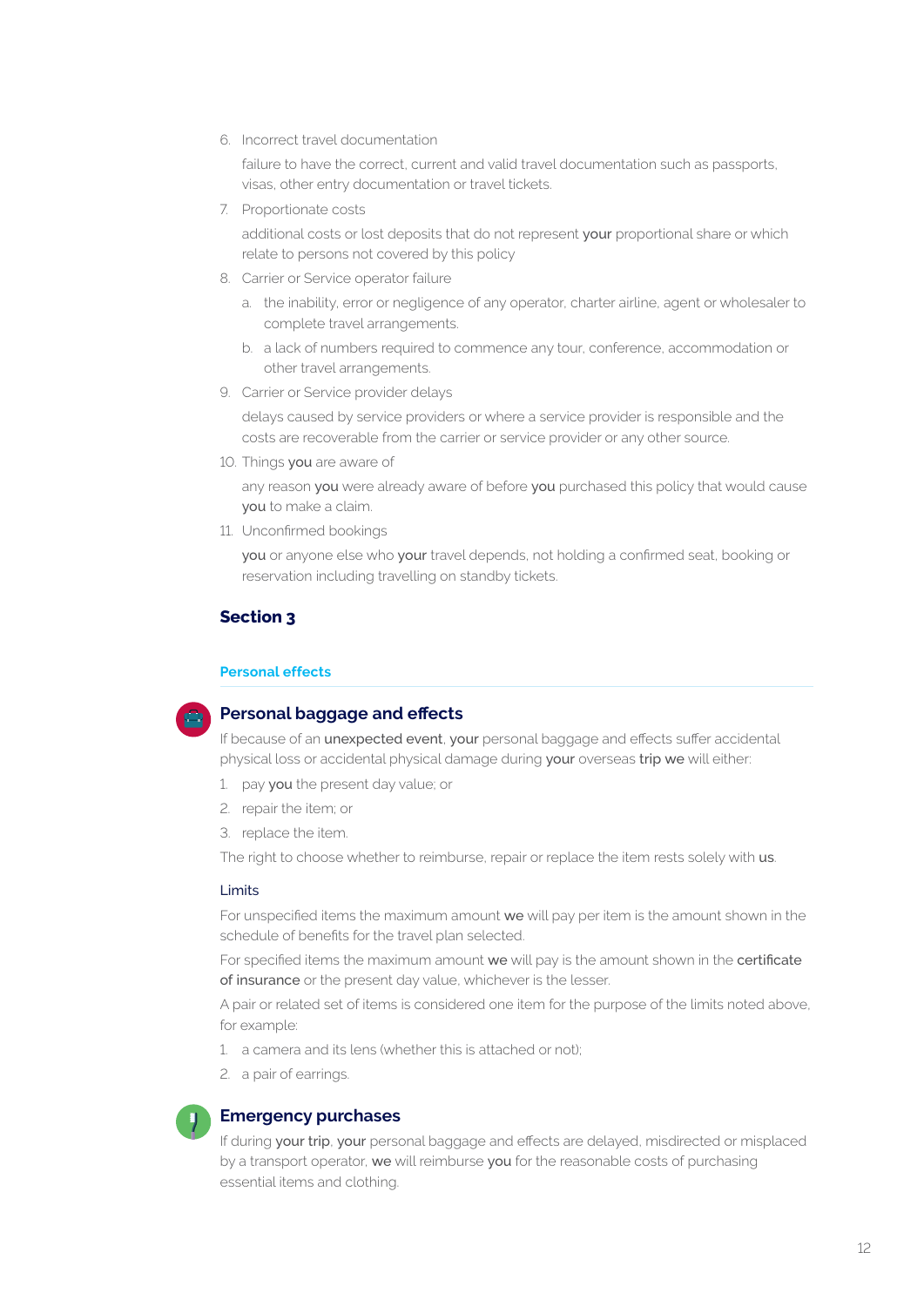6. Incorrect travel documentation

   failure to have the correct, current and valid travel documentation such as passports, visas, other entry documentation or travel tickets.

7. Proportionate costs

   additional costs or lost deposits that do not represent **your** proportional share or which relate to persons not covered by this policy

8. Carrier or Service operator failure

   a. the inability, error or negligence of any operator, charter airline, agent or wholesaler to complete travel arrangements.

   b. a lack of numbers required to commence any tour, conference, accommodation or other travel arrangements.

9. Carrier or Service provider delays

   delays caused by service providers or where a service provider is responsible and the costs are recoverable from the carrier or service provider or any other source.

10. Things **you** are aware of

    any reason **you** were already aware of before **you** purchased this policy that would cause **you** to make a claim.

11. Unconfirmed bookings

    **you** or anyone else who **your** travel depends, not holding a confirmed seat, booking or reservation including travelling on standby tickets.

## Section 3

### Personal effects

#### Personal baggage and effects

If because of an **unexpected event**, **your** personal baggage and effects suffer accidental physical loss or accidental physical damage during **your** overseas **trip we** will either:

1. pay **you** the present day value; or
2. repair the item; or
3. replace the item.

The right to choose whether to reimburse, repair or replace the item rests solely with **us**.

**Limits**

For unspecified items the maximum amount **we** will pay per item is the amount shown in the schedule of benefits for the travel plan selected.

For specified items the maximum amount **we** will pay is the amount shown in the **certificate of insurance** or the present day value, whichever is the lesser.

A pair or related set of items is considered one item for the purpose of the limits noted above, for example:

1. a camera and its lens (whether this is attached or not);
2. a pair of earrings.

#### Emergency purchases

If during **your trip**, **your** personal baggage and effects are delayed, misdirected or misplaced by a transport operator, **we** will reimburse **you** for the reasonable costs of purchasing essential items and clothing.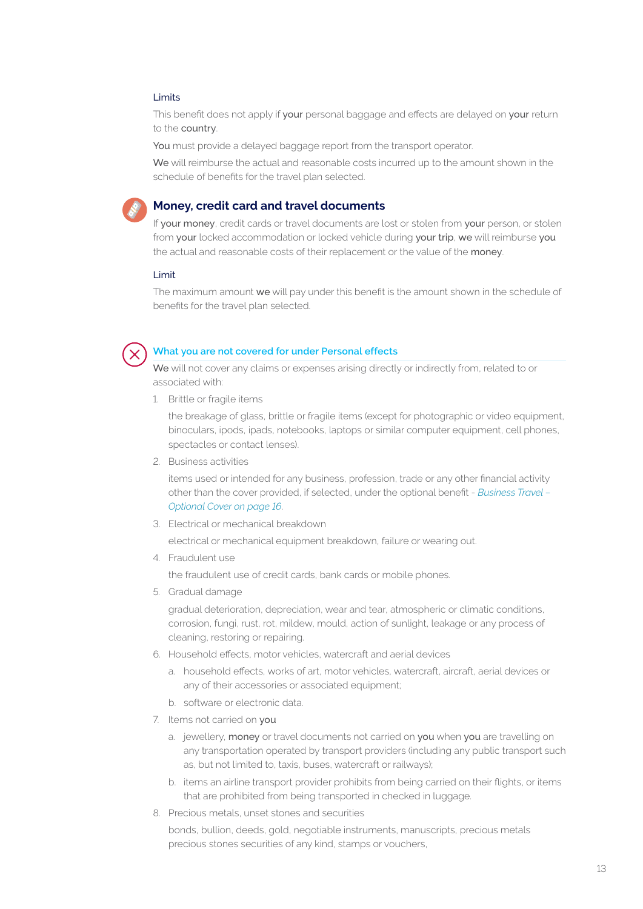### Limits

This benefit does not apply if **your** personal baggage and effects are delayed on **your** return to the **country**.

**You** must provide a delayed baggage report from the transport operator.

**We** will reimburse the actual and reasonable costs incurred up to the amount shown in the schedule of benefits for the travel plan selected.

## Money, credit card and travel documents

If **your money**, credit cards or travel documents are lost or stolen from **your** person, or stolen from **your** locked accommodation or locked vehicle during **your trip**, **we** will reimburse **you** the actual and reasonable costs of their replacement or the value of the **money**.

### Limit

The maximum amount **we** will pay under this benefit is the amount shown in the schedule of benefits for the travel plan selected.

### What you are not covered for under Personal effects

**We** will not cover any claims or expenses arising directly or indirectly from, related to or associated with:

1. Brittle or fragile items

   the breakage of glass, brittle or fragile items (except for photographic or video equipment, binoculars, ipods, ipads, notebooks, laptops or similar computer equipment, cell phones, spectacles or contact lenses).

2. Business activities

   items used or intended for any business, profession, trade or any other financial activity other than the cover provided, if selected, under the optional benefit - *Business Travel – Optional Cover on page 16*.

3. Electrical or mechanical breakdown

   electrical or mechanical equipment breakdown, failure or wearing out.

4. Fraudulent use

   the fraudulent use of credit cards, bank cards or mobile phones.

5. Gradual damage

   gradual deterioration, depreciation, wear and tear, atmospheric or climatic conditions, corrosion, fungi, rust, rot, mildew, mould, action of sunlight, leakage or any process of cleaning, restoring or repairing.

6. Household effects, motor vehicles, watercraft and aerial devices

   a. household effects, works of art, motor vehicles, watercraft, aircraft, aerial devices or any of their accessories or associated equipment;

   b. software or electronic data.

7. Items not carried on **you**

   a. jewellery, **money** or travel documents not carried on **you** when **you** are travelling on any transportation operated by transport providers (including any public transport such as, but not limited to, taxis, buses, watercraft or railways);

   b. items an airline transport provider prohibits from being carried on their flights, or items that are prohibited from being transported in checked in luggage.

8. Precious metals, unset stones and securities

   bonds, bullion, deeds, gold, negotiable instruments, manuscripts, precious metals precious stones securities of any kind, stamps or vouchers,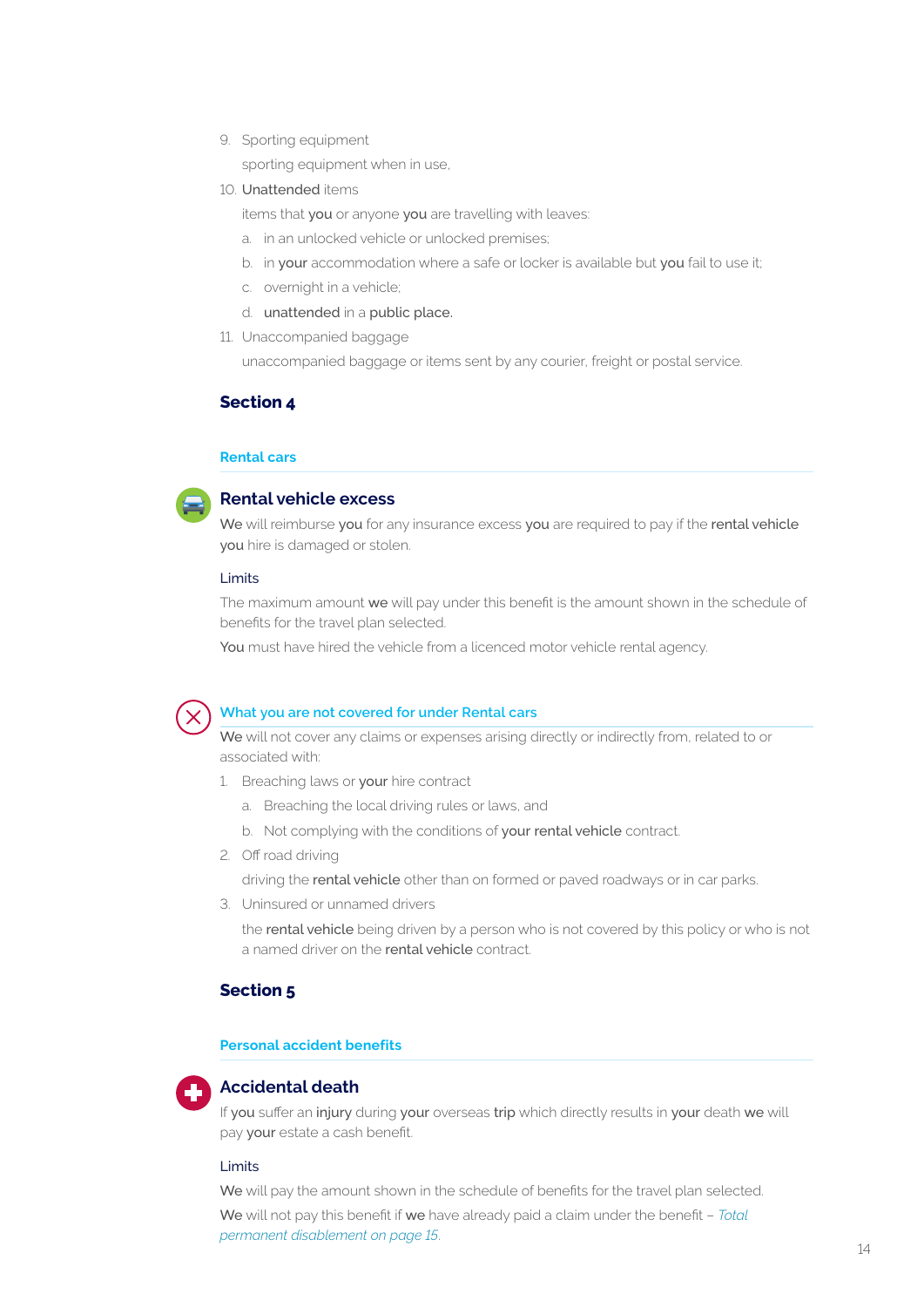9. Sporting equipment

   sporting equipment when in use,

10. **Unattended** items

    items that **you** or anyone **you** are travelling with leaves:

    a. in an unlocked vehicle or unlocked premises;

    b. in **your** accommodation where a safe or locker is available but **you** fail to use it;

    c. overnight in a vehicle;

    d. **unattended** in a **public place.**

11. Unaccompanied baggage

    unaccompanied baggage or items sent by any courier, freight or postal service.

## Section 4

### Rental cars

#### Rental vehicle excess

**We** will reimburse **you** for any insurance excess **you** are required to pay if the **rental vehicle** **you** hire is damaged or stolen.

Limits

The maximum amount **we** will pay under this benefit is the amount shown in the schedule of benefits for the travel plan selected.

**You** must have hired the vehicle from a licenced motor vehicle rental agency.

### What you are not covered for under Rental cars

**We** will not cover any claims or expenses arising directly or indirectly from, related to or associated with:

1. Breaching laws or **your** hire contract

   a. Breaching the local driving rules or laws, and

   b. Not complying with the conditions of **your rental vehicle** contract.

2. Off road driving

   driving the **rental vehicle** other than on formed or paved roadways or in car parks.

3. Uninsured or unnamed drivers

   the **rental vehicle** being driven by a person who is not covered by this policy or who is not a named driver on the **rental vehicle** contract.

## Section 5

### Personal accident benefits

#### Accidental death

If **you** suffer an **injury** during **your** overseas **trip** which directly results in **your** death **we** will pay **your** estate a cash benefit.

Limits

**We** will pay the amount shown in the schedule of benefits for the travel plan selected.

**We** will not pay this benefit if **we** have already paid a claim under the benefit – *Total permanent disablement on page 15*.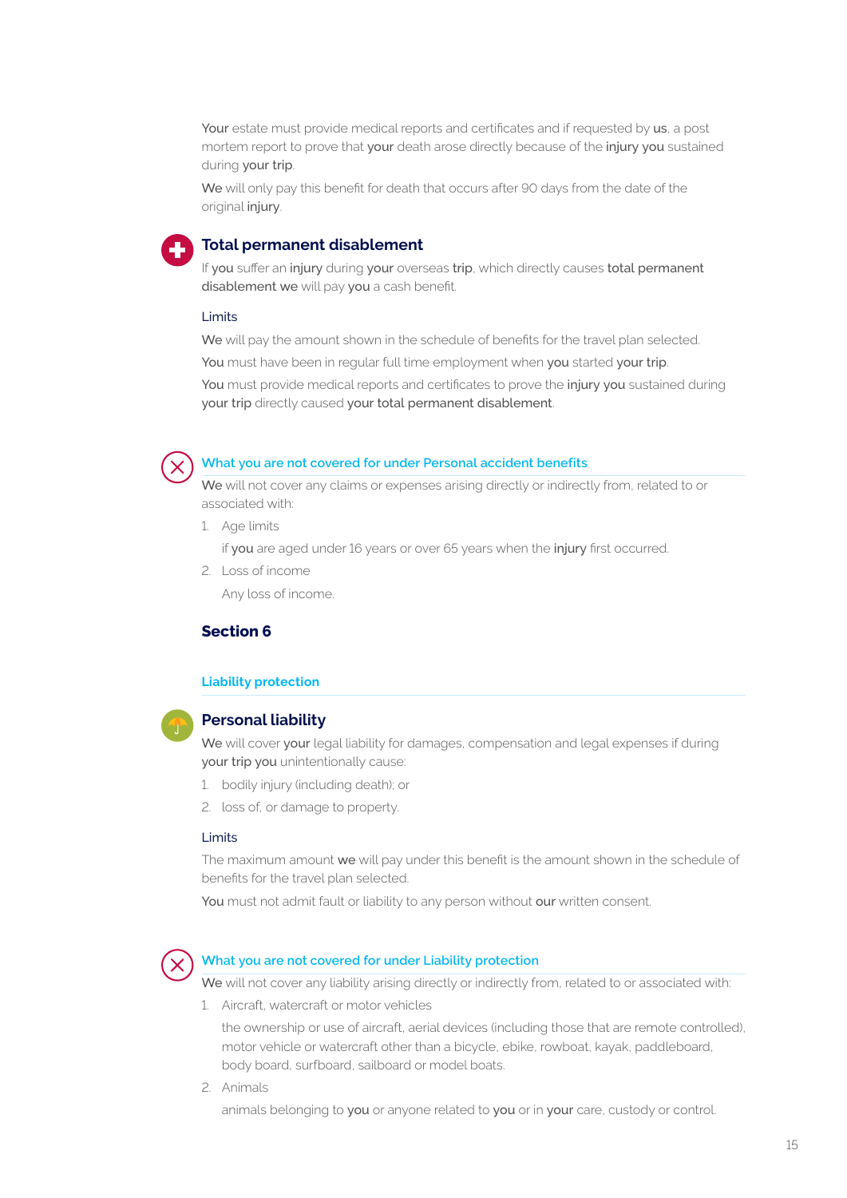**Your** estate must provide medical reports and certificates and if requested by **us**, a post mortem report to prove that **your** death arose directly because of the **injury you** sustained during **your trip**.

**We** will only pay this benefit for death that occurs after 90 days from the date of the original **injury**.

## Total permanent disablement

If **you** suffer an **injury** during **your** overseas **trip**, which directly causes **total permanent disablement we** will pay **you** a cash benefit.

#### Limits

**We** will pay the amount shown in the schedule of benefits for the travel plan selected.

**You** must have been in regular full time employment when **you** started **your trip**.

**You** must provide medical reports and certificates to prove the **injury you** sustained during **your trip** directly caused **your total permanent disablement**.

### What you are not covered for under Personal accident benefits

**We** will not cover any claims or expenses arising directly or indirectly from, related to or associated with:

1. Age limits

   if **you** are aged under 16 years or over 65 years when the **injury** first occurred.

2. Loss of income

   Any loss of income.

# Section 6

### Liability protection

## Personal liability

**We** will cover **your** legal liability for damages, compensation and legal expenses if during **your trip you** unintentionally cause:

1. bodily injury (including death); or
2. loss of, or damage to property.

#### Limits

The maximum amount **we** will pay under this benefit is the amount shown in the schedule of benefits for the travel plan selected.

**You** must not admit fault or liability to any person without **our** written consent.

### What you are not covered for under Liability protection

**We** will not cover any liability arising directly or indirectly from, related to or associated with:

1. Aircraft, watercraft or motor vehicles

   the ownership or use of aircraft, aerial devices (including those that are remote controlled), motor vehicle or watercraft other than a bicycle, ebike, rowboat, kayak, paddleboard, body board, surfboard, sailboard or model boats.

2. Animals

   animals belonging to **you** or anyone related to **you** or in **your** care, custody or control.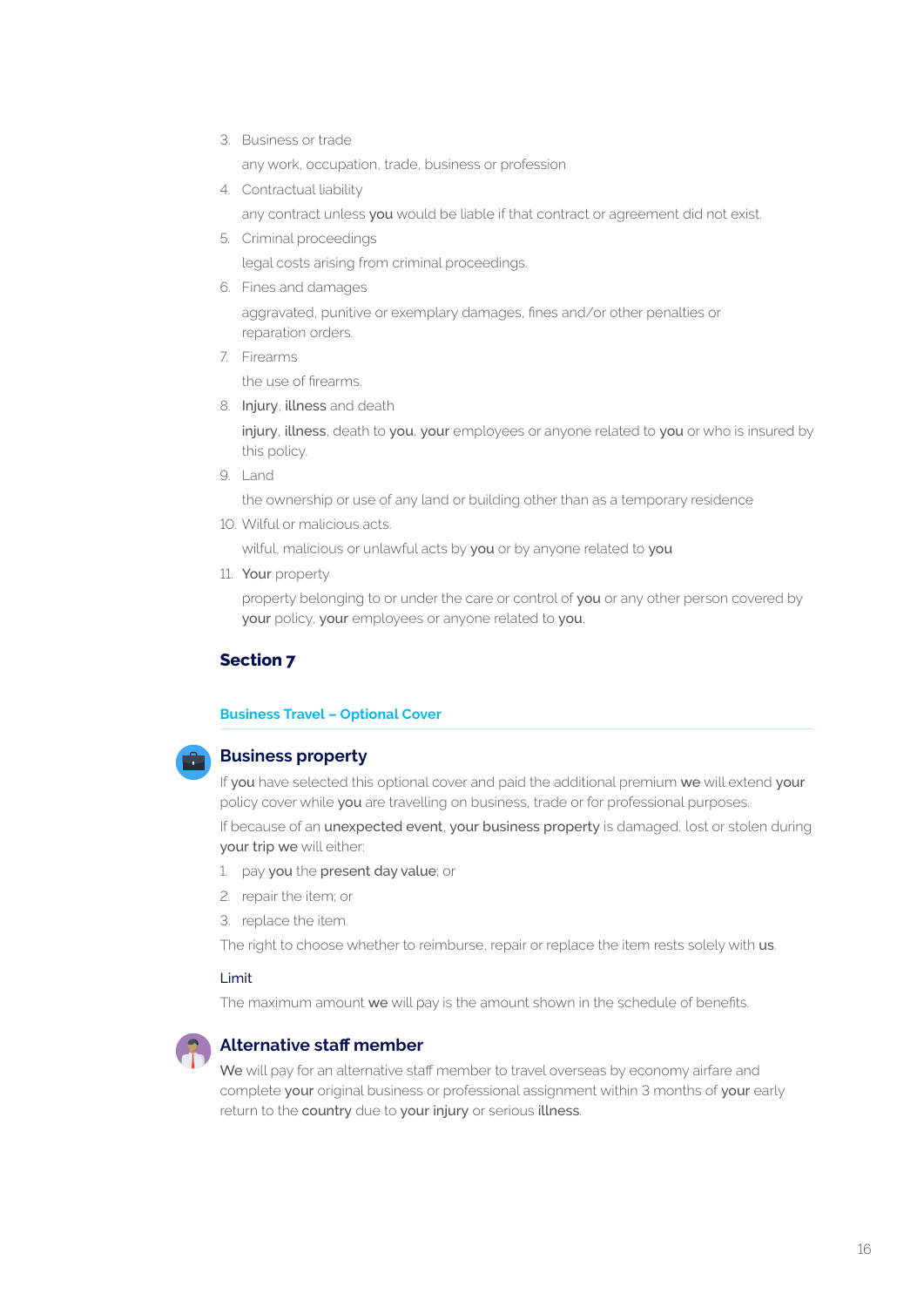3. Business or trade

   any work, occupation, trade, business or profession

4. Contractual liability

   any contract unless **you** would be liable if that contract or agreement did not exist.

5. Criminal proceedings

   legal costs arising from criminal proceedings.

6. Fines and damages

   aggravated, punitive or exemplary damages, fines and/or other penalties or reparation orders.

7. Firearms

   the use of firearms.

8. **Injury**, **illness** and death

   **injury**, **illness**, death to **you**, **your** employees or anyone related to **you** or who is insured by this policy.

9. Land

   the ownership or use of any land or building other than as a temporary residence

10. Wilful or malicious acts.

    wilful, malicious or unlawful acts by **you** or by anyone related to **you**

11. **Your** property

    property belonging to or under the care or control of **you** or any other person covered by **your** policy, **your** employees or anyone related to **you**.

## Section 7

### Business Travel – Optional Cover

### Business property

If **you** have selected this optional cover and paid the additional premium **we** will extend **your** policy cover while **you** are travelling on business, trade or for professional purposes.

If because of an **unexpected event**, **your business property** is damaged, lost or stolen during **your trip we** will either:

1. pay **you** the **present day value**; or
2. repair the item; or
3. replace the item.

The right to choose whether to reimburse, repair or replace the item rests solely with **us**.

#### Limit

The maximum amount **we** will pay is the amount shown in the schedule of benefits.

### Alternative staff member

**We** will pay for an alternative staff member to travel overseas by economy airfare and complete **your** original business or professional assignment within 3 months of **your** early return to the **country** due to **your injury** or serious **illness**.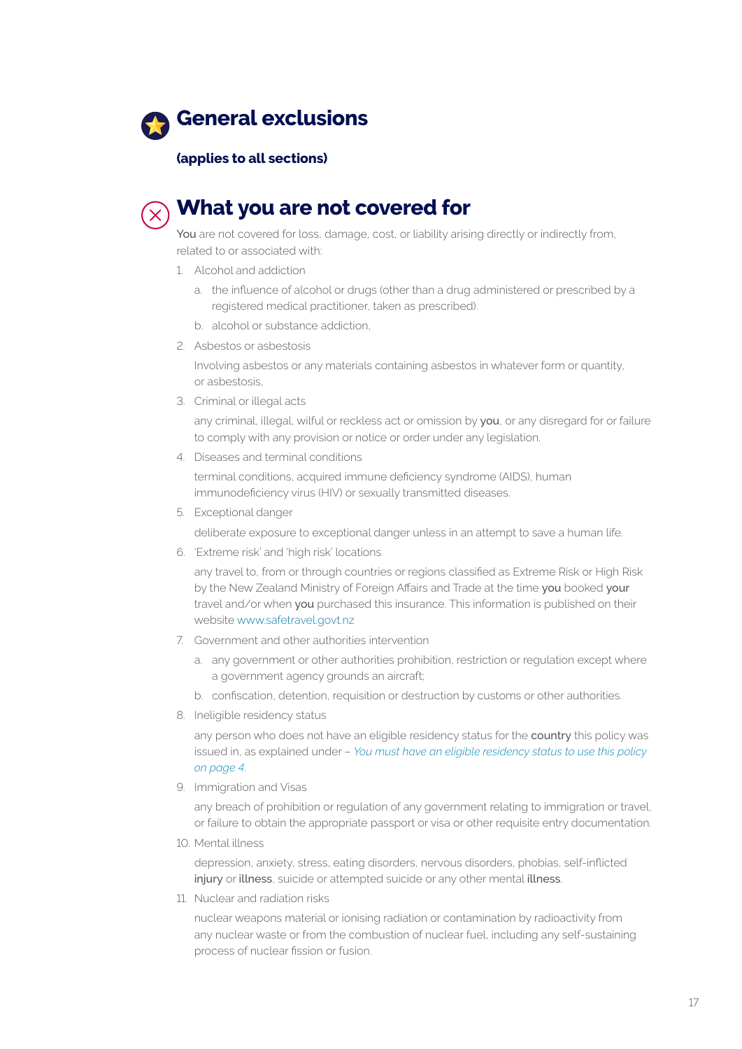# General exclusions

**(applies to all sections)**

## What you are not covered for

**You** are not covered for loss, damage, cost, or liability arising directly or indirectly from, related to or associated with:

1. Alcohol and addiction
    a. the influence of alcohol or drugs (other than a drug administered or prescribed by a registered medical practitioner, taken as prescribed).
    b. alcohol or substance addiction,
2. Asbestos or asbestosis

    Involving asbestos or any materials containing asbestos in whatever form or quantity, or asbestosis,
3. Criminal or illegal acts

    any criminal, illegal, wilful or reckless act or omission by **you**, or any disregard for or failure to comply with any provision or notice or order under any legislation.
4. Diseases and terminal conditions

    terminal conditions, acquired immune deficiency syndrome (AIDS), human immunodeficiency virus (HIV) or sexually transmitted diseases.
5. Exceptional danger

    deliberate exposure to exceptional danger unless in an attempt to save a human life.
6. 'Extreme risk' and 'high risk' locations

    any travel to, from or through countries or regions classified as Extreme Risk or High Risk by the New Zealand Ministry of Foreign Affairs and Trade at the time **you** booked **your** travel and/or when **you** purchased this insurance. This information is published on their website www.safetravel.govt.nz
7. Government and other authorities intervention
    a. any government or other authorities prohibition, restriction or regulation except where a government agency grounds an aircraft;
    b. confiscation, detention, requisition or destruction by customs or other authorities.
8. Ineligible residency status

    any person who does not have an eligible residency status for the **country** this policy was issued in, as explained under – *You must have an eligible residency status to use this policy on page 4*.
9. Immigration and Visas

    any breach of prohibition or regulation of any government relating to immigration or travel, or failure to obtain the appropriate passport or visa or other requisite entry documentation.
10. Mental illness

    depression, anxiety, stress, eating disorders, nervous disorders, phobias, self-inflicted **injury** or **illness**, suicide or attempted suicide or any other mental **illness**.
11. Nuclear and radiation risks

    nuclear weapons material or ionising radiation or contamination by radioactivity from any nuclear waste or from the combustion of nuclear fuel, including any self-sustaining process of nuclear fission or fusion.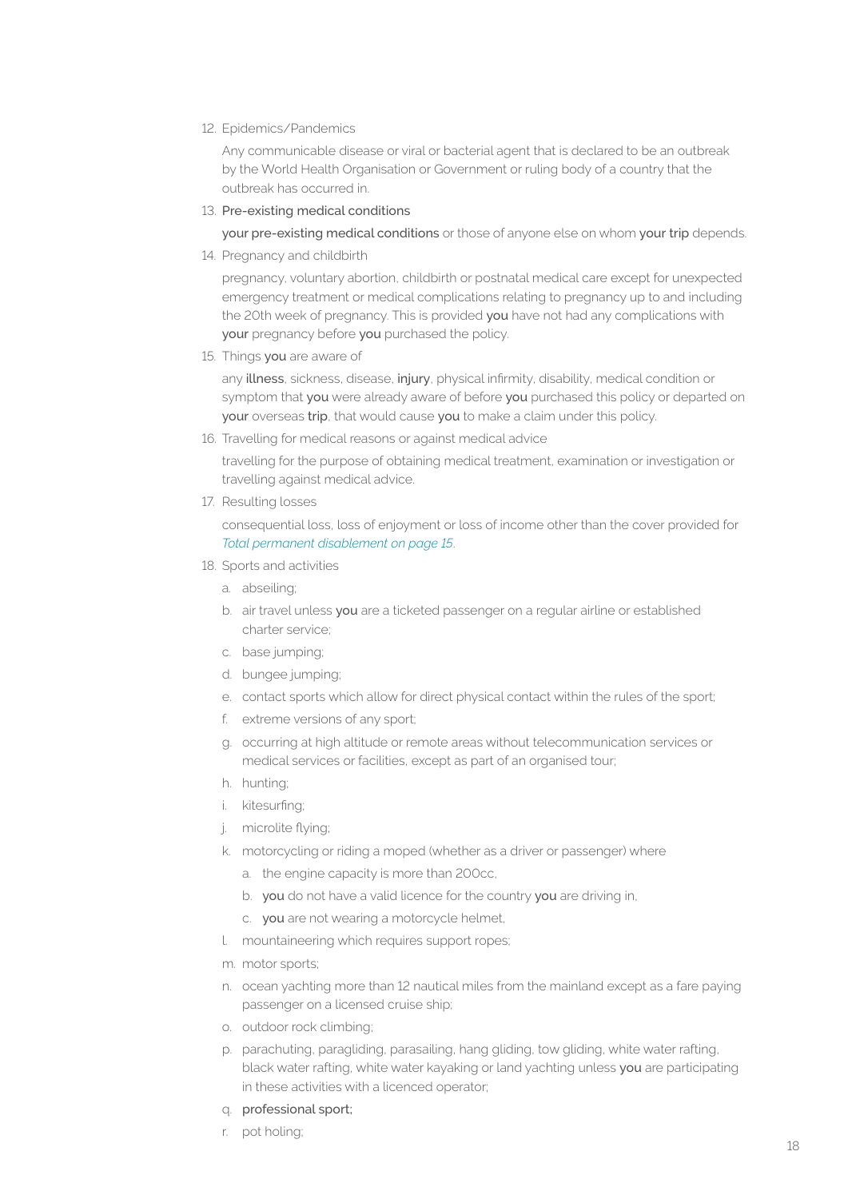12. Epidemics/Pandemics

    Any communicable disease or viral or bacterial agent that is declared to be an outbreak by the World Health Organisation or Government or ruling body of a country that the outbreak has occurred in.

13. **Pre-existing medical conditions**

    **your pre-existing medical conditions** or those of anyone else on whom **your trip** depends.

14. Pregnancy and childbirth

    pregnancy, voluntary abortion, childbirth or postnatal medical care except for unexpected emergency treatment or medical complications relating to pregnancy up to and including the 20th week of pregnancy. This is provided **you** have not had any complications with **your** pregnancy before **you** purchased the policy.

15. Things **you** are aware of

    any **illness**, sickness, disease, **injury**, physical infirmity, disability, medical condition or symptom that **you** were already aware of before **you** purchased this policy or departed on **your** overseas **trip**, that would cause **you** to make a claim under this policy.

16. Travelling for medical reasons or against medical advice

    travelling for the purpose of obtaining medical treatment, examination or investigation or travelling against medical advice.

17. Resulting losses

    consequential loss, loss of enjoyment or loss of income other than the cover provided for *Total permanent disablement on page 15*.

18. Sports and activities

    a. abseiling;

    b. air travel unless **you** are a ticketed passenger on a regular airline or established charter service;

    c. base jumping;

    d. bungee jumping;

    e. contact sports which allow for direct physical contact within the rules of the sport;

    f. extreme versions of any sport;

    g. occurring at high altitude or remote areas without telecommunication services or medical services or facilities, except as part of an organised tour;

    h. hunting;

    i. kitesurfing;

    j. microlite flying;

    k. motorcycling or riding a moped (whether as a driver or passenger) where

       a. the engine capacity is more than 200cc,

       b. **you** do not have a valid licence for the country **you** are driving in,

       c. **you** are not wearing a motorcycle helmet,

    l. mountaineering which requires support ropes;

    m. motor sports;

    n. ocean yachting more than 12 nautical miles from the mainland except as a fare paying passenger on a licensed cruise ship;

    o. outdoor rock climbing;

    p. parachuting, paragliding, parasailing, hang gliding, tow gliding, white water rafting, black water rafting, white water kayaking or land yachting unless **you** are participating in these activities with a licenced operator;

    q. **professional sport**;

    r. pot holing;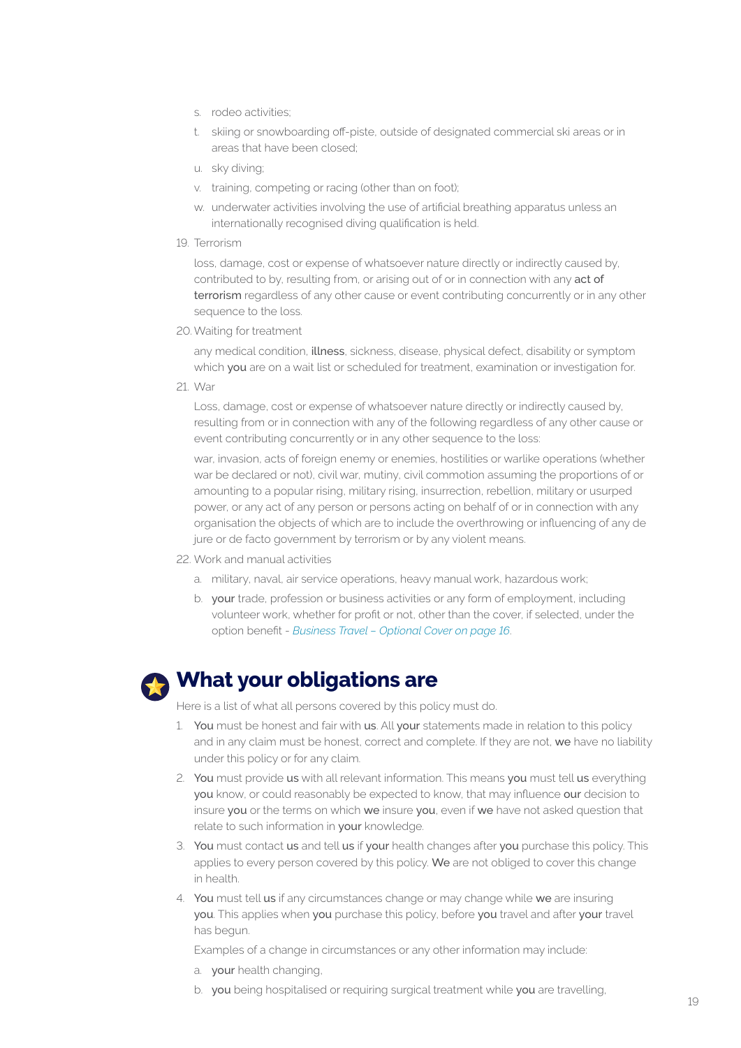s. rodeo activities;

t. skiing or snowboarding off-piste, outside of designated commercial ski areas or in areas that have been closed;

u. sky diving;

v. training, competing or racing (other than on foot);

w. underwater activities involving the use of artificial breathing apparatus unless an internationally recognised diving qualification is held.

19. Terrorism

loss, damage, cost or expense of whatsoever nature directly or indirectly caused by, contributed to by, resulting from, or arising out of or in connection with any **act of terrorism** regardless of any other cause or event contributing concurrently or in any other sequence to the loss.

20. Waiting for treatment

any medical condition, **illness**, sickness, disease, physical defect, disability or symptom which **you** are on a wait list or scheduled for treatment, examination or investigation for.

21. War

Loss, damage, cost or expense of whatsoever nature directly or indirectly caused by, resulting from or in connection with any of the following regardless of any other cause or event contributing concurrently or in any other sequence to the loss:

war, invasion, acts of foreign enemy or enemies, hostilities or warlike operations (whether war be declared or not), civil war, mutiny, civil commotion assuming the proportions of or amounting to a popular rising, military rising, insurrection, rebellion, military or usurped power, or any act of any person or persons acting on behalf of or in connection with any organisation the objects of which are to include the overthrowing or influencing of any de jure or de facto government by terrorism or by any violent means.

22. Work and manual activities

a. military, naval, air service operations, heavy manual work, hazardous work;

b. **your** trade, profession or business activities or any form of employment, including volunteer work, whether for profit or not, other than the cover, if selected, under the option benefit - *Business Travel – Optional Cover on page 16*.

## What your obligations are

Here is a list of what all persons covered by this policy must do.

1. **You** must be honest and fair with **us**. All **your** statements made in relation to this policy and in any claim must be honest, correct and complete. If they are not, **we** have no liability under this policy or for any claim.
2. **You** must provide **us** with all relevant information. This means **you** must tell **us** everything **you** know, or could reasonably be expected to know, that may influence **our** decision to insure **you** or the terms on which **we** insure **you**, even if **we** have not asked question that relate to such information in **your** knowledge.
3. **You** must contact **us** and tell **us** if **your** health changes after **you** purchase this policy. This applies to every person covered by this policy. **We** are not obliged to cover this change in health.
4. **You** must tell **us** if any circumstances change or may change while **we** are insuring **you**. This applies when **you** purchase this policy, before **you** travel and after **your** travel has begun.

   Examples of a change in circumstances or any other information may include:

   a. **your** health changing,

   b. **you** being hospitalised or requiring surgical treatment while **you** are travelling,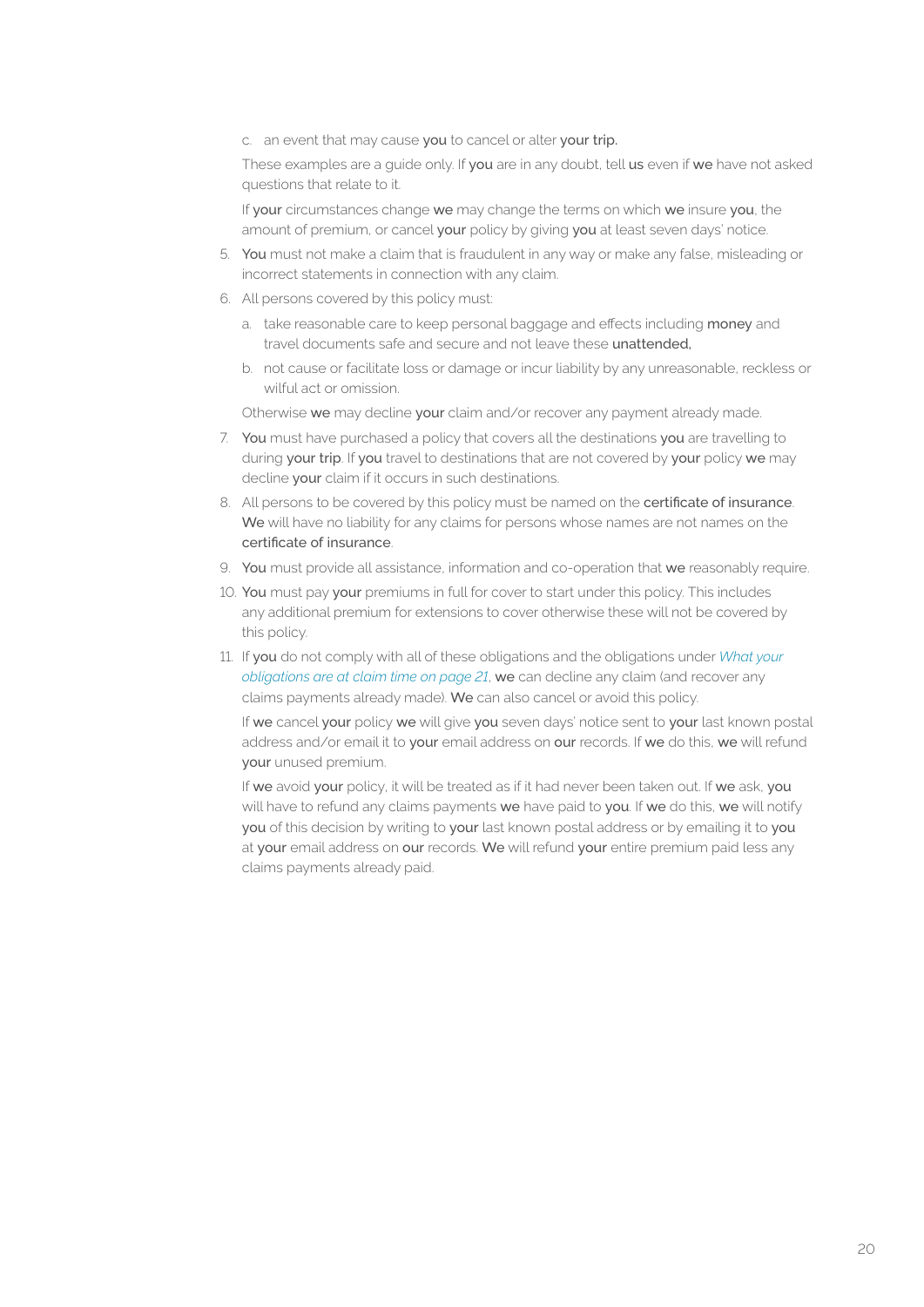c. an event that may cause **you** to cancel or alter **your trip.**

These examples are a guide only. If **you** are in any doubt, tell **us** even if **we** have not asked questions that relate to it.

If **your** circumstances change **we** may change the terms on which **we** insure **you**, the amount of premium, or cancel **your** policy by giving **you** at least seven days' notice.

5. **You** must not make a claim that is fraudulent in any way or make any false, misleading or incorrect statements in connection with any claim.
6. All persons covered by this policy must:
   a. take reasonable care to keep personal baggage and effects including **money** and travel documents safe and secure and not leave these **unattended,**
   b. not cause or facilitate loss or damage or incur liability by any unreasonable, reckless or wilful act or omission.

   Otherwise **we** may decline **your** claim and/or recover any payment already made.
7. **You** must have purchased a policy that covers all the destinations **you** are travelling to during **your trip**. If **you** travel to destinations that are not covered by **your** policy **we** may decline **your** claim if it occurs in such destinations.
8. All persons to be covered by this policy must be named on the **certificate of insurance**. **We** will have no liability for any claims for persons whose names are not names on the **certificate of insurance**.
9. **You** must provide all assistance, information and co-operation that **we** reasonably require.
10. **You** must pay **your** premiums in full for cover to start under this policy. This includes any additional premium for extensions to cover otherwise these will not be covered by this policy.
11. If **you** do not comply with all of these obligations and the obligations under *What your obligations are at claim time on page 21*, **we** can decline any claim (and recover any claims payments already made). **We** can also cancel or avoid this policy.

    If **we** cancel **your** policy **we** will give **you** seven days' notice sent to **your** last known postal address and/or email it to **your** email address on **our** records. If **we** do this, **we** will refund **your** unused premium.

    If **we** avoid **your** policy, it will be treated as if it had never been taken out. If **we** ask, **you** will have to refund any claims payments **we** have paid to **you**. If **we** do this, **we** will notify **you** of this decision by writing to **your** last known postal address or by emailing it to **you** at **your** email address on **our** records. **We** will refund **your** entire premium paid less any claims payments already paid.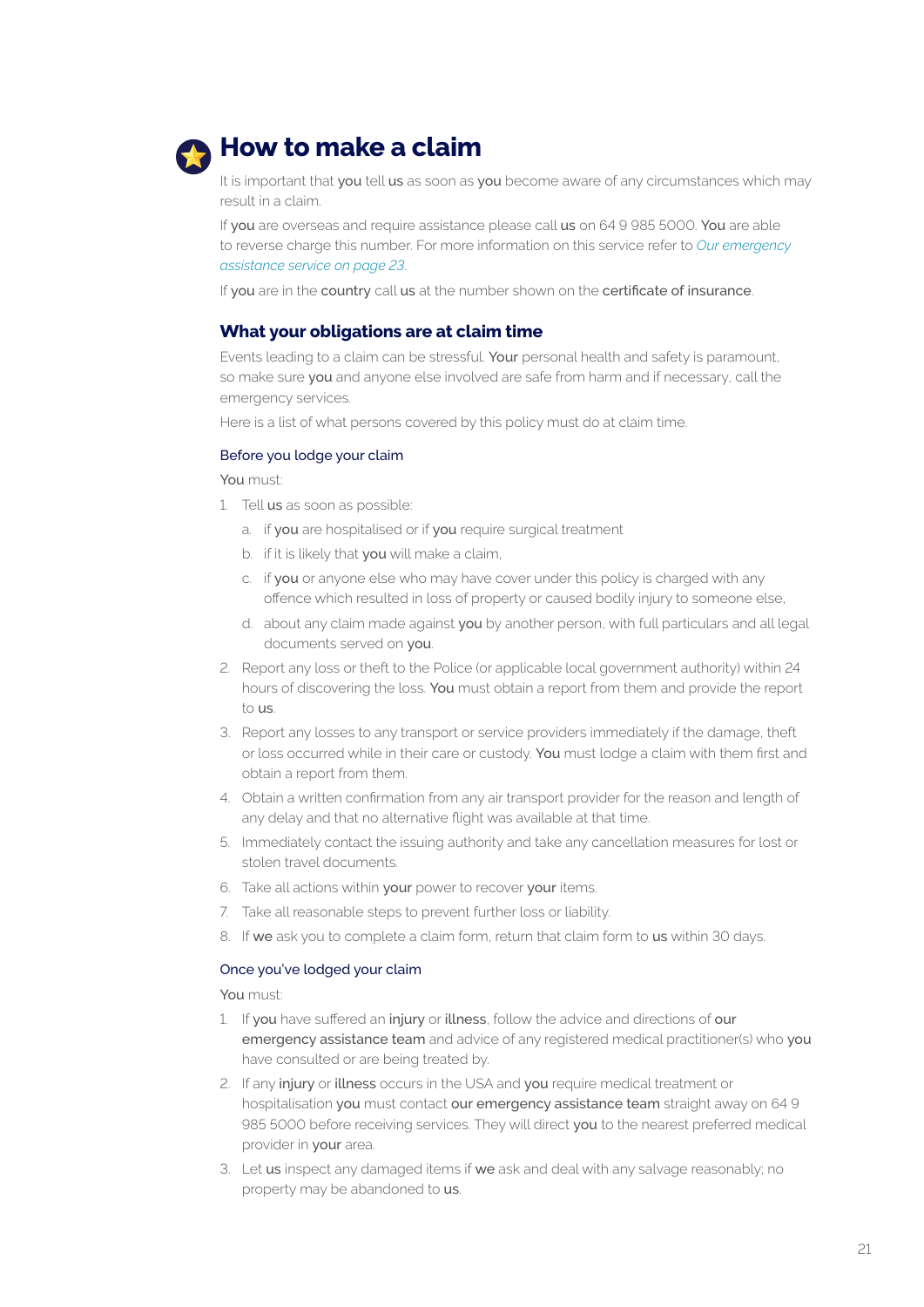# How to make a claim

It is important that **you** tell **us** as soon as **you** become aware of any circumstances which may result in a claim.

If **you** are overseas and require assistance please call **us** on 64 9 985 5000. **You** are able to reverse charge this number. For more information on this service refer to *Our emergency assistance service on page 23*.

If **you** are in the **country** call **us** at the number shown on the **certificate of insurance**.

## What your obligations are at claim time

Events leading to a claim can be stressful. **Your** personal health and safety is paramount, so make sure **you** and anyone else involved are safe from harm and if necessary, call the emergency services.

Here is a list of what persons covered by this policy must do at claim time.

### Before you lodge your claim

**You** must:

1. Tell **us** as soon as possible:
   a. if **you** are hospitalised or if **you** require surgical treatment
   b. if it is likely that **you** will make a claim,
   c. if **you** or anyone else who may have cover under this policy is charged with any offence which resulted in loss of property or caused bodily injury to someone else,
   d. about any claim made against **you** by another person, with full particulars and all legal documents served on **you**.
2. Report any loss or theft to the Police (or applicable local government authority) within 24 hours of discovering the loss. **You** must obtain a report from them and provide the report to **us**.
3. Report any losses to any transport or service providers immediately if the damage, theft or loss occurred while in their care or custody. **You** must lodge a claim with them first and obtain a report from them.
4. Obtain a written confirmation from any air transport provider for the reason and length of any delay and that no alternative flight was available at that time.
5. Immediately contact the issuing authority and take any cancellation measures for lost or stolen travel documents.
6. Take all actions within **your** power to recover **your** items.
7. Take all reasonable steps to prevent further loss or liability.
8. If **we** ask you to complete a claim form, return that claim form to **us** within 30 days.

### Once you've lodged your claim

**You** must:

1. If **you** have suffered an **injury** or **illness**, follow the advice and directions of **our emergency assistance team** and advice of any registered medical practitioner(s) who **you** have consulted or are being treated by.
2. If any **injury** or **illness** occurs in the USA and **you** require medical treatment or hospitalisation **you** must contact **our emergency assistance team** straight away on 64 9 985 5000 before receiving services. They will direct **you** to the nearest preferred medical provider in **your** area.
3. Let **us** inspect any damaged items if **we** ask and deal with any salvage reasonably; no property may be abandoned to **us**.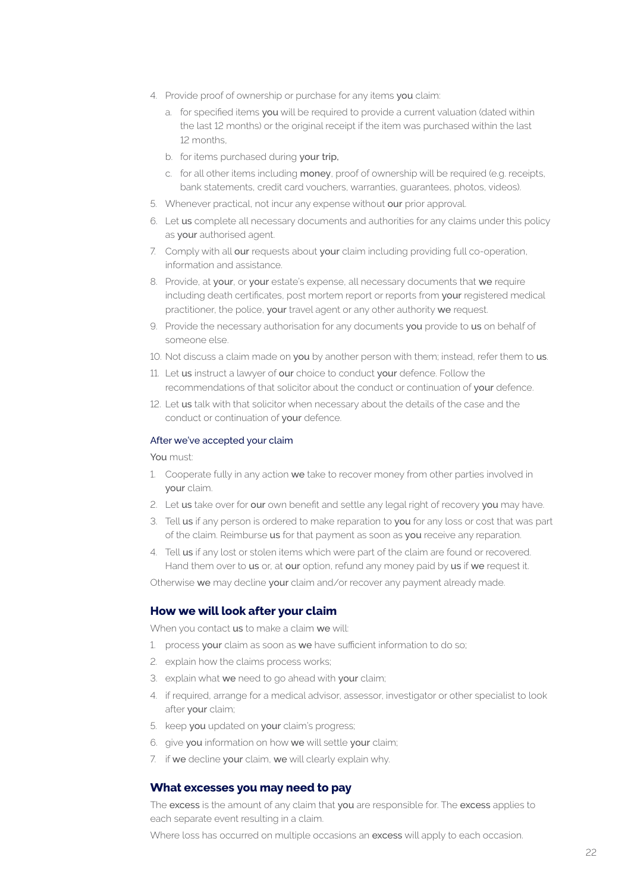4. Provide proof of ownership or purchase for any items **you** claim:
   a. for specified items **you** will be required to provide a current valuation (dated within the last 12 months) or the original receipt if the item was purchased within the last 12 months,
   b. for items purchased during **your trip,**
   c. for all other items including **money**, proof of ownership will be required (e.g. receipts, bank statements, credit card vouchers, warranties, guarantees, photos, videos).
5. Whenever practical, not incur any expense without **our** prior approval.
6. Let **us** complete all necessary documents and authorities for any claims under this policy as **your** authorised agent.
7. Comply with all **our** requests about **your** claim including providing full co-operation, information and assistance.
8. Provide, at **your**, or **your** estate's expense, all necessary documents that **we** require including death certificates, post mortem report or reports from **your** registered medical practitioner, the police, **your** travel agent or any other authority **we** request.
9. Provide the necessary authorisation for any documents **you** provide to **us** on behalf of someone else.
10. Not discuss a claim made on **you** by another person with them; instead, refer them to **us**.
11. Let **us** instruct a lawyer of **our** choice to conduct **your** defence. Follow the recommendations of that solicitor about the conduct or continuation of **your** defence.
12. Let **us** talk with that solicitor when necessary about the details of the case and the conduct or continuation of **your** defence.

### After we've accepted your claim

**You** must:

1. Cooperate fully in any action **we** take to recover money from other parties involved in **your** claim.
2. Let **us** take over for **our** own benefit and settle any legal right of recovery **you** may have.
3. Tell **us** if any person is ordered to make reparation to **you** for any loss or cost that was part of the claim. Reimburse **us** for that payment as soon as **you** receive any reparation.
4. Tell **us** if any lost or stolen items which were part of the claim are found or recovered. Hand them over to **us** or, at **our** option, refund any money paid by **us** if **we** request it.

Otherwise **we** may decline **your** claim and/or recover any payment already made.

## How we will look after your claim

When you contact **us** to make a claim **we** will:

1. process **your** claim as soon as **we** have sufficient information to do so;
2. explain how the claims process works;
3. explain what **we** need to go ahead with **your** claim;
4. if required, arrange for a medical advisor, assessor, investigator or other specialist to look after **your** claim;
5. keep **you** updated on **your** claim's progress;
6. give **you** information on how **we** will settle **your** claim;
7. if **we** decline **your** claim, **we** will clearly explain why.

## What excesses you may need to pay

The **excess** is the amount of any claim that **you** are responsible for. The **excess** applies to each separate event resulting in a claim.

Where loss has occurred on multiple occasions an **excess** will apply to each occasion.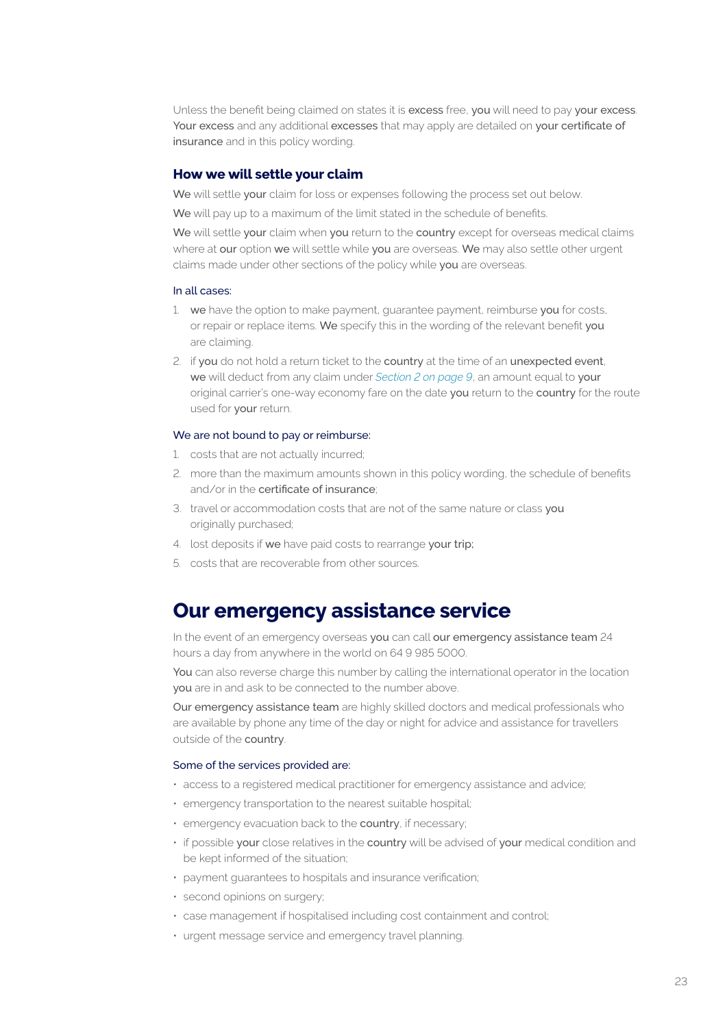Unless the benefit being claimed on states it is excess free, you will need to pay your excess. Your excess and any additional excesses that may apply are detailed on your certificate of insurance and in this policy wording.

### How we will settle your claim

We will settle your claim for loss or expenses following the process set out below.

We will pay up to a maximum of the limit stated in the schedule of benefits.

We will settle your claim when you return to the country except for overseas medical claims where at our option we will settle while you are overseas. We may also settle other urgent claims made under other sections of the policy while you are overseas.

#### In all cases:

1. we have the option to make payment, guarantee payment, reimburse you for costs, or repair or replace items. We specify this in the wording of the relevant benefit you are claiming.
2. if you do not hold a return ticket to the country at the time of an unexpected event, we will deduct from any claim under *Section 2 on page 9*, an amount equal to your original carrier's one-way economy fare on the date you return to the country for the route used for your return.

#### We are not bound to pay or reimburse:

1. costs that are not actually incurred;
2. more than the maximum amounts shown in this policy wording, the schedule of benefits and/or in the certificate of insurance;
3. travel or accommodation costs that are not of the same nature or class you originally purchased;
4. lost deposits if we have paid costs to rearrange your trip;
5. costs that are recoverable from other sources.

## Our emergency assistance service

In the event of an emergency overseas you can call our emergency assistance team 24 hours a day from anywhere in the world on 64 9 985 5000.

You can also reverse charge this number by calling the international operator in the location you are in and ask to be connected to the number above.

Our emergency assistance team are highly skilled doctors and medical professionals who are available by phone any time of the day or night for advice and assistance for travellers outside of the country.

#### Some of the services provided are:

- access to a registered medical practitioner for emergency assistance and advice;
- emergency transportation to the nearest suitable hospital;
- emergency evacuation back to the country, if necessary;
- if possible your close relatives in the country will be advised of your medical condition and be kept informed of the situation;
- payment guarantees to hospitals and insurance verification;
- second opinions on surgery;
- case management if hospitalised including cost containment and control;
- urgent message service and emergency travel planning.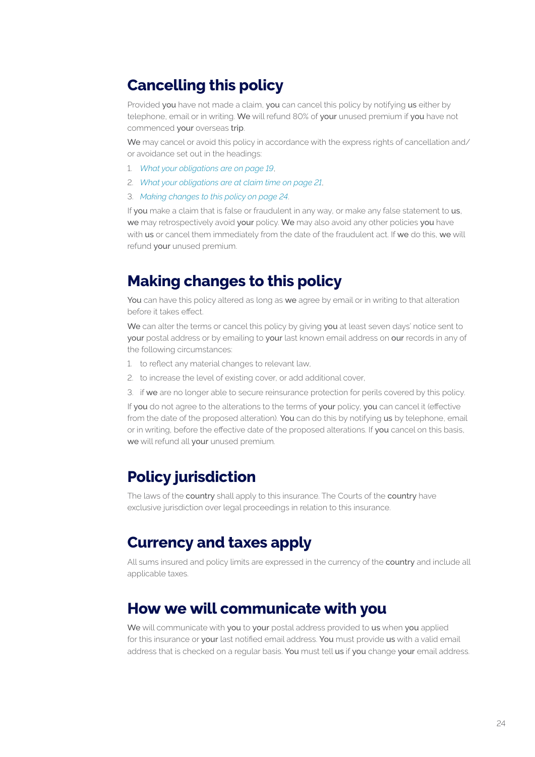## Cancelling this policy

Provided **you** have not made a claim, **you** can cancel this policy by notifying **us** either by telephone, email or in writing. **We** will refund 80% of **your** unused premium if **you** have not commenced **your** overseas **trip**.

**We** may cancel or avoid this policy in accordance with the express rights of cancellation and/ or avoidance set out in the headings:

1. *What your obligations are on page 19*,
2. *What your obligations are at claim time on page 21*,
3. *Making changes to this policy on page 24*.

If **you** make a claim that is false or fraudulent in any way, or make any false statement to **us**, **we** may retrospectively avoid **your** policy. **We** may also avoid any other policies **you** have with **us** or cancel them immediately from the date of the fraudulent act. If **we** do this, **we** will refund **your** unused premium.

## Making changes to this policy

**You** can have this policy altered as long as **we** agree by email or in writing to that alteration before it takes effect.

**We** can alter the terms or cancel this policy by giving **you** at least seven days' notice sent to **your** postal address or by emailing to **your** last known email address on **our** records in any of the following circumstances:

1. to reflect any material changes to relevant law,
2. to increase the level of existing cover, or add additional cover,
3. if **we** are no longer able to secure reinsurance protection for perils covered by this policy.

If **you** do not agree to the alterations to the terms of **your** policy, **you** can cancel it (effective from the date of the proposed alteration). **You** can do this by notifying **us** by telephone, email or in writing, before the effective date of the proposed alterations. If **you** cancel on this basis, **we** will refund all **your** unused premium.

## Policy jurisdiction

The laws of the **country** shall apply to this insurance. The Courts of the **country** have exclusive jurisdiction over legal proceedings in relation to this insurance.

## Currency and taxes apply

All sums insured and policy limits are expressed in the currency of the **country** and include all applicable taxes.

## How we will communicate with you

**We** will communicate with **you** to **your** postal address provided to **us** when **you** applied for this insurance or **your** last notified email address. **You** must provide **us** with a valid email address that is checked on a regular basis. **You** must tell **us** if **you** change **your** email address.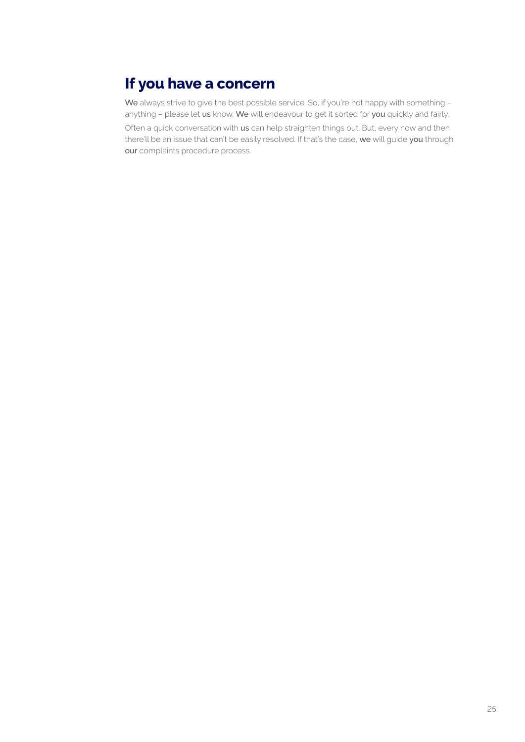## If you have a concern

**We** always strive to give the best possible service. So, if you're not happy with something – anything – please let **us** know. **We** will endeavour to get it sorted for **you** quickly and fairly.

Often a quick conversation with **us** can help straighten things out. But, every now and then there'll be an issue that can't be easily resolved. If that's the case, **we** will guide **you** through **our** complaints procedure process.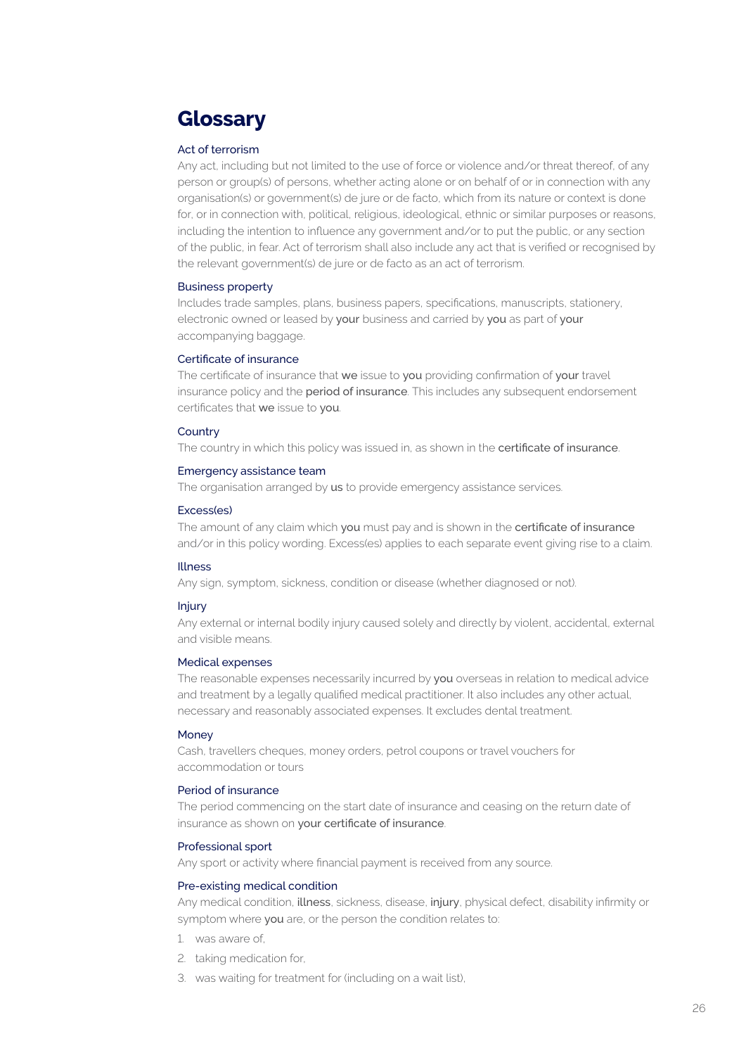# Glossary

### Act of terrorism

Any act, including but not limited to the use of force or violence and/or threat thereof, of any person or group(s) of persons, whether acting alone or on behalf of or in connection with any organisation(s) or government(s) de jure or de facto, which from its nature or context is done for, or in connection with, political, religious, ideological, ethnic or similar purposes or reasons, including the intention to influence any government and/or to put the public, or any section of the public, in fear. Act of terrorism shall also include any act that is verified or recognised by the relevant government(s) de jure or de facto as an act of terrorism.

### Business property

Includes trade samples, plans, business papers, specifications, manuscripts, stationery, electronic owned or leased by **your** business and carried by **you** as part of **your** accompanying baggage.

### Certificate of insurance

The certificate of insurance that **we** issue to **you** providing confirmation of **your** travel insurance policy and the **period of insurance**. This includes any subsequent endorsement certificates that **we** issue to **you**.

### Country

The country in which this policy was issued in, as shown in the **certificate of insurance**.

### Emergency assistance team

The organisation arranged by **us** to provide emergency assistance services.

### Excess(es)

The amount of any claim which **you** must pay and is shown in the **certificate of insurance** and/or in this policy wording. Excess(es) applies to each separate event giving rise to a claim.

### Illness

Any sign, symptom, sickness, condition or disease (whether diagnosed or not).

### Injury

Any external or internal bodily injury caused solely and directly by violent, accidental, external and visible means.

### Medical expenses

The reasonable expenses necessarily incurred by **you** overseas in relation to medical advice and treatment by a legally qualified medical practitioner. It also includes any other actual, necessary and reasonably associated expenses. It excludes dental treatment.

### Money

Cash, travellers cheques, money orders, petrol coupons or travel vouchers for accommodation or tours

### Period of insurance

The period commencing on the start date of insurance and ceasing on the return date of insurance as shown on **your certificate of insurance**.

### Professional sport

Any sport or activity where financial payment is received from any source.

### Pre-existing medical condition

Any medical condition, **illness**, sickness, disease, **injury**, physical defect, disability infirmity or symptom where **you** are, or the person the condition relates to:

1. was aware of,
2. taking medication for,
3. was waiting for treatment for (including on a wait list),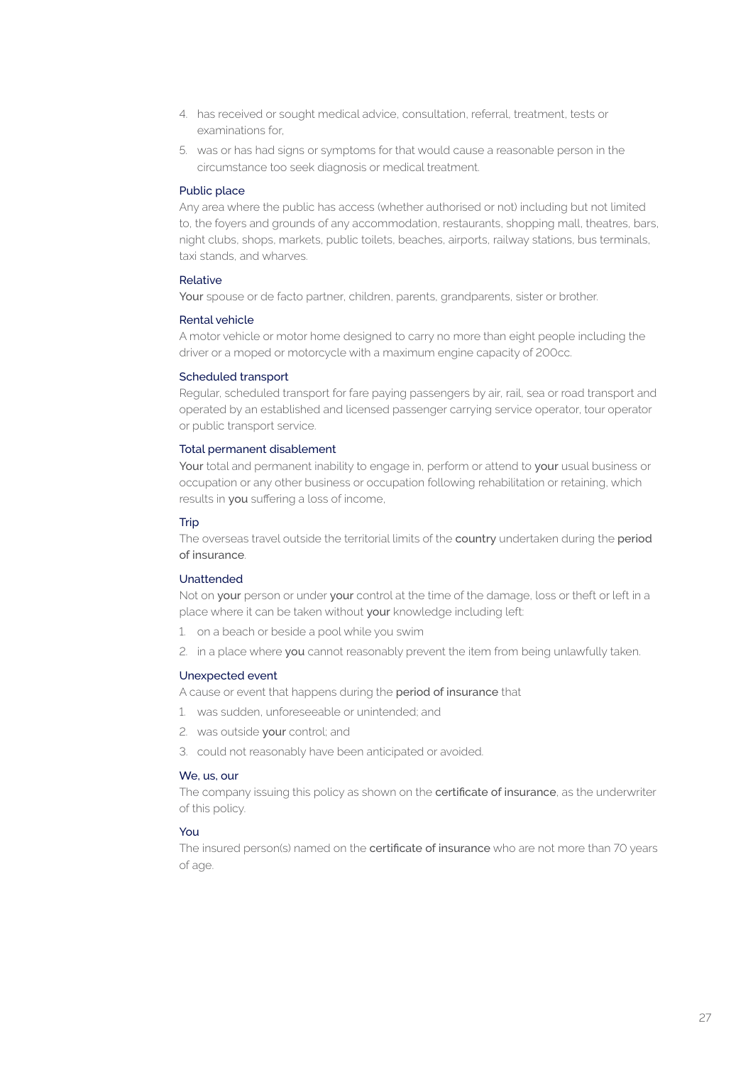4. has received or sought medical advice, consultation, referral, treatment, tests or examinations for,
5. was or has had signs or symptoms for that would cause a reasonable person in the circumstance too seek diagnosis or medical treatment.

### Public place

Any area where the public has access (whether authorised or not) including but not limited to, the foyers and grounds of any accommodation, restaurants, shopping mall, theatres, bars, night clubs, shops, markets, public toilets, beaches, airports, railway stations, bus terminals, taxi stands, and wharves.

### Relative

**Your** spouse or de facto partner, children, parents, grandparents, sister or brother.

### Rental vehicle

A motor vehicle or motor home designed to carry no more than eight people including the driver or a moped or motorcycle with a maximum engine capacity of 200cc.

### Scheduled transport

Regular, scheduled transport for fare paying passengers by air, rail, sea or road transport and operated by an established and licensed passenger carrying service operator, tour operator or public transport service.

### Total permanent disablement

**Your** total and permanent inability to engage in, perform or attend to **your** usual business or occupation or any other business or occupation following rehabilitation or retaining, which results in **you** suffering a loss of income,

### Trip

The overseas travel outside the territorial limits of the **country** undertaken during the **period of insurance**.

### Unattended

Not on **your** person or under **your** control at the time of the damage, loss or theft or left in a place where it can be taken without **your** knowledge including left:

1. on a beach or beside a pool while you swim
2. in a place where **you** cannot reasonably prevent the item from being unlawfully taken.

### Unexpected event

A cause or event that happens during the **period of insurance** that

1. was sudden, unforeseeable or unintended; and
2. was outside **your** control; and
3. could not reasonably have been anticipated or avoided.

### We, us, our

The company issuing this policy as shown on the **certificate of insurance**, as the underwriter of this policy.

### You

The insured person(s) named on the **certificate of insurance** who are not more than 70 years of age.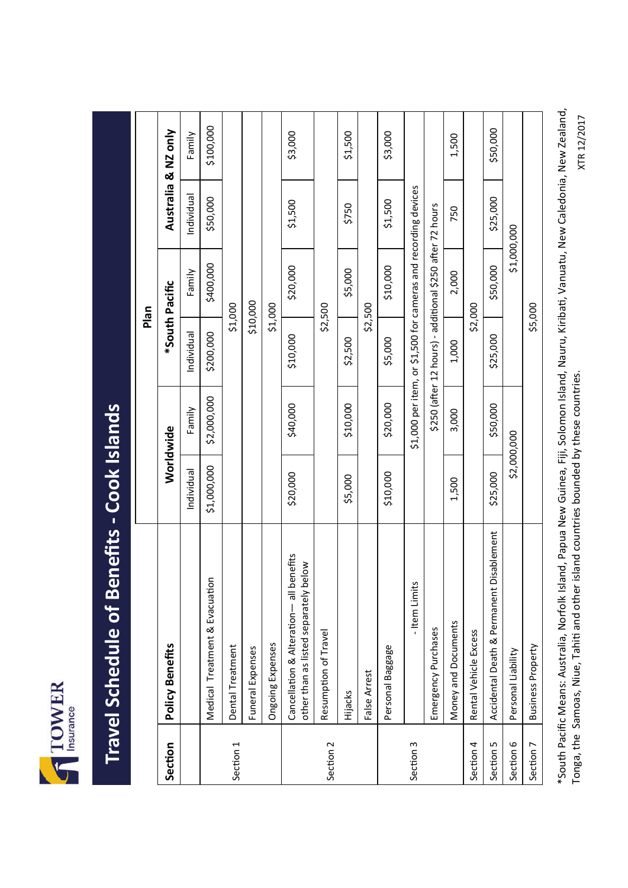# Travel Schedule of Benefits - Cook Islands

| Section | Policy Benefits | Plan | | | | | |
|---|---|---|---|---|---|---|---|
| | | Worldwide | | *South Pacific | | Australia & NZ only | |
| | | Individual | Family | Individual | Family | Individual | Family |
| Section 1 | Medical Treatment & Evacuation | $1,000,000 | $2,000,000 | $200,000 | $400,000 | $50,000 | $100,000 |
| | Dental Treatment | $1,000 | | | | | |
| | Funeral Expenses | $10,000 | | | | | |
| | Ongoing Expenses | $1,000 | | | | | |
| Section 2 | Cancellation & Alteration – all benefits other than as listed separately below | $20,000 | $40,000 | $10,000 | $20,000 | $1,500 | $3,000 |
| | Resumption of Travel | $2,500 | | | | | |
| | Hijacks | $5,000 | $10,000 | $2,500 | $5,000 | $750 | $1,500 |
| | False Arrest | $2,500 | | | | | |
| Section 3 | Personal Baggage | $10,000 | $20,000 | $5,000 | $10,000 | $1,500 | $3,000 |
| | - Item Limits | $1,000 per item, or $1,500 for cameras and recording devices | | | | | |
| | Emergency Purchases | $250 (after 12 hours) - additional $250 after 72 hours | | | | | |
| | Money and Documents | 1,500 | 3,000 | 1,000 | 2,000 | 750 | 1,500 |
| Section 4 | Rental Vehicle Excess | $2,000 | | | | | |
| Section 5 | Accidental Death & Permanent Disablement | $25,000 | $50,000 | $25,000 | $50,000 | $25,000 | $50,000 |
| Section 6 | Personal Liability | $2,000,000 | | $1,000,000 | | | |
| Section 7 | Business Property | $5,000 | | | | | |

*South Pacific Means: Australia, Norfolk Island, Papua New Guinea, Fiji, Solomon Island, Nauru, Kiribati, Vanuatu, New Caledonia, New Zealand, Tonga, the Samoas, Niue, Tahiti and other island countries bounded by these countries.

XTR 12/2017